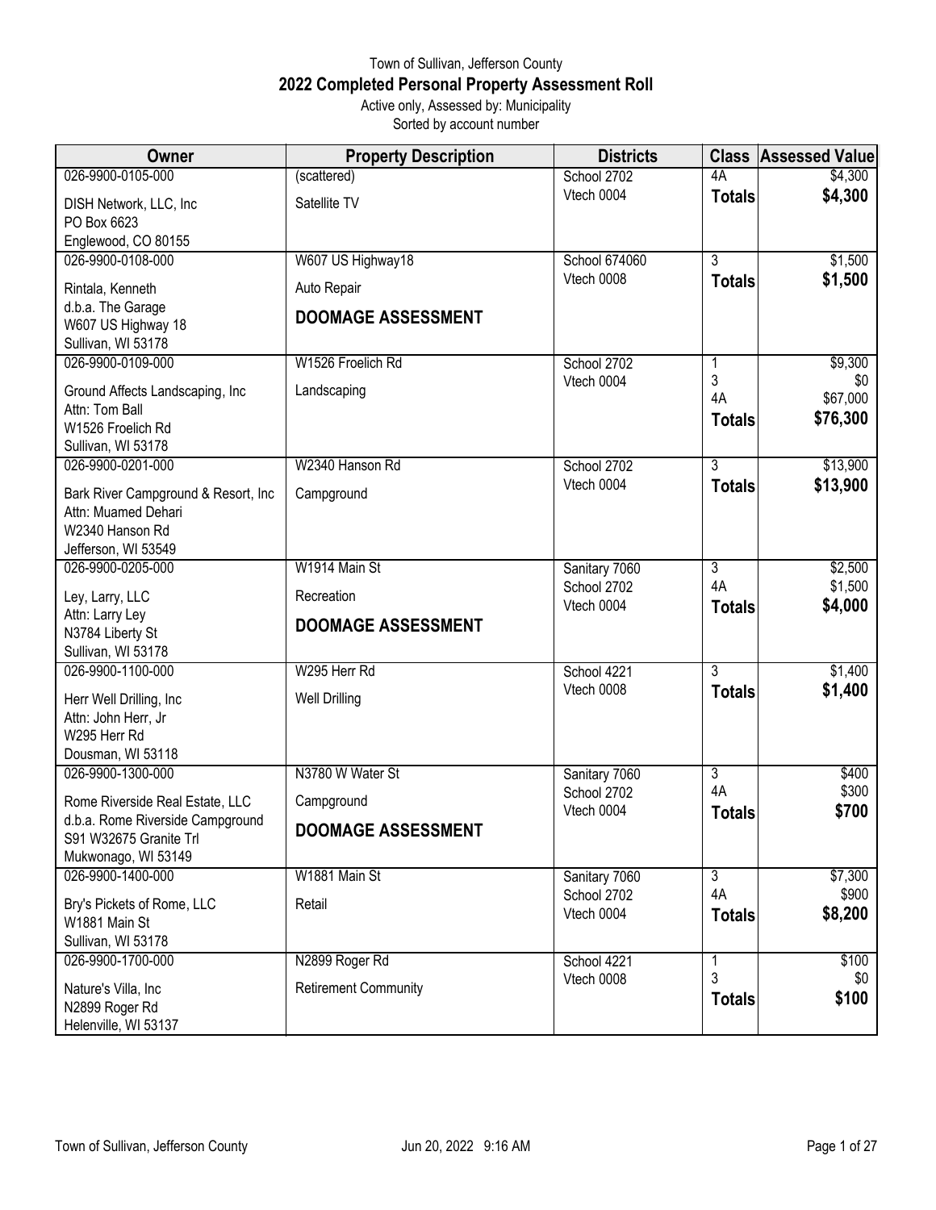# Town of Sullivan, Jefferson County

## 2022 Completed Personal Property Assessment Roll

Active only, Assessed by: Municipality
Sorted by account number

| Owner | Property Description | Districts | Class | Assessed Value |
|---|---|---|---|---|
| 026-9900-0105-000<br>DISH Network, LLC, Inc<br>PO Box 6623<br>Englewood, CO 80155 | (scattered)<br>Satellite TV | School 2702<br>Vtech 0004 | 4A<br>**Totals** | $4,300<br>**$4,300** |
| 026-9900-0108-000<br>Rintala, Kenneth<br>d.b.a. The Garage<br>W607 US Highway 18<br>Sullivan, WI 53178 | W607 US Highway18<br>Auto Repair<br>**DOOMAGE ASSESSMENT** | School 674060<br>Vtech 0008 | 3<br>**Totals** | $1,500<br>**$1,500** |
| 026-9900-0109-000<br>Ground Affects Landscaping, Inc<br>Attn: Tom Ball<br>W1526 Froelich Rd<br>Sullivan, WI 53178 | W1526 Froelich Rd<br>Landscaping | School 2702<br>Vtech 0004 | 1<br>3<br>4A<br>**Totals** | $9,300<br>$0<br>$67,000<br>**$76,300** |
| 026-9900-0201-000<br>Bark River Campground & Resort, Inc<br>Attn: Muamed Dehari<br>W2340 Hanson Rd<br>Jefferson, WI 53549 | W2340 Hanson Rd<br>Campground | School 2702<br>Vtech 0004 | 3<br>**Totals** | $13,900<br>**$13,900** |
| 026-9900-0205-000<br>Ley, Larry, LLC<br>Attn: Larry Ley<br>N3784 Liberty St<br>Sullivan, WI 53178 | W1914 Main St<br>Recreation<br>**DOOMAGE ASSESSMENT** | Sanitary 7060<br>School 2702<br>Vtech 0004 | 3<br>4A<br>**Totals** | $2,500<br>$1,500<br>**$4,000** |
| 026-9900-1100-000<br>Herr Well Drilling, Inc<br>Attn: John Herr, Jr<br>W295 Herr Rd<br>Dousman, WI 53118 | W295 Herr Rd<br>Well Drilling | School 4221<br>Vtech 0008 | 3<br>**Totals** | $1,400<br>**$1,400** |
| 026-9900-1300-000<br>Rome Riverside Real Estate, LLC<br>d.b.a. Rome Riverside Campground<br>S91 W32675 Granite Trl<br>Mukwonago, WI 53149 | N3780 W Water St<br>Campground<br>**DOOMAGE ASSESSMENT** | Sanitary 7060<br>School 2702<br>Vtech 0004 | 3<br>4A<br>**Totals** | $400<br>$300<br>**$700** |
| 026-9900-1400-000<br>Bry's Pickets of Rome, LLC<br>W1881 Main St<br>Sullivan, WI 53178 | W1881 Main St<br>Retail | Sanitary 7060<br>School 2702<br>Vtech 0004 | 3<br>4A<br>**Totals** | $7,300<br>$900<br>**$8,200** |
| 026-9900-1700-000<br>Nature's Villa, Inc<br>N2899 Roger Rd<br>Helenville, WI 53137 | N2899 Roger Rd<br>Retirement Community | School 4221<br>Vtech 0008 | 1<br>3<br>**Totals** | $100<br>$0<br>**$100** |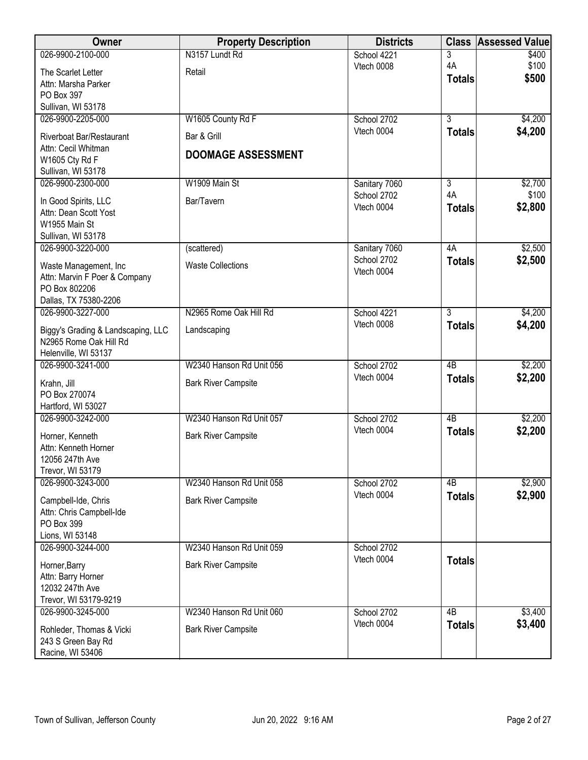| Owner | Property Description | Districts | Class | Assessed Value |
|---|---|---|---|---|
| 026-9900-2100-000<br>The Scarlet Letter<br>Attn: Marsha Parker<br>PO Box 397<br>Sullivan, WI 53178 | N3157 Lundt Rd<br>Retail | School 4221<br>Vtech 0008 | 3<br>4A<br>**Totals** | $400<br>$100<br>**$500** |
| 026-9900-2205-000<br>Riverboat Bar/Restaurant<br>Attn: Cecil Whitman<br>W1605 Cty Rd F<br>Sullivan, WI 53178 | W1605 County Rd F<br>Bar & Grill<br>**DOOMAGE ASSESSMENT** | School 2702<br>Vtech 0004 | 3<br>**Totals** | $4,200<br>**$4,200** |
| 026-9900-2300-000<br>In Good Spirits, LLC<br>Attn: Dean Scott Yost<br>W1955 Main St<br>Sullivan, WI 53178 | W1909 Main St<br>Bar/Tavern | Sanitary 7060<br>School 2702<br>Vtech 0004 | 3<br>4A<br>**Totals** | $2,700<br>$100<br>**$2,800** |
| 026-9900-3220-000<br>Waste Management, Inc<br>Attn: Marvin F Poer & Company<br>PO Box 802206<br>Dallas, TX 75380-2206 | (scattered)<br>Waste Collections | Sanitary 7060<br>School 2702<br>Vtech 0004 | 4A<br>**Totals** | $2,500<br>**$2,500** |
| 026-9900-3227-000<br>Biggy's Grading & Landscaping, LLC<br>N2965 Rome Oak Hill Rd<br>Helenville, WI 53137 | N2965 Rome Oak Hill Rd<br>Landscaping | School 4221<br>Vtech 0008 | 3<br>**Totals** | $4,200<br>**$4,200** |
| 026-9900-3241-000<br>Krahn, Jill<br>PO Box 270074<br>Hartford, WI 53027 | W2340 Hanson Rd Unit 056<br>Bark River Campsite | School 2702<br>Vtech 0004 | 4B<br>**Totals** | $2,200<br>**$2,200** |
| 026-9900-3242-000<br>Horner, Kenneth<br>Attn: Kenneth Horner<br>12056 247th Ave<br>Trevor, WI 53179 | W2340 Hanson Rd Unit 057<br>Bark River Campsite | School 2702<br>Vtech 0004 | 4B<br>**Totals** | $2,200<br>**$2,200** |
| 026-9900-3243-000<br>Campbell-Ide, Chris<br>Attn: Chris Campbell-Ide<br>PO Box 399<br>Lions, WI 53148 | W2340 Hanson Rd Unit 058<br>Bark River Campsite | School 2702<br>Vtech 0004 | 4B<br>**Totals** | $2,900<br>**$2,900** |
| 026-9900-3244-000<br>Horner,Barry<br>Attn: Barry Horner<br>12032 247th Ave<br>Trevor, WI 53179-9219 | W2340 Hanson Rd Unit 059<br>Bark River Campsite | School 2702<br>Vtech 0004 | **Totals** | |
| 026-9900-3245-000<br>Rohleder, Thomas & Vicki<br>243 S Green Bay Rd<br>Racine, WI 53406 | W2340 Hanson Rd Unit 060<br>Bark River Campsite | School 2702<br>Vtech 0004 | 4B<br>**Totals** | $3,400<br>**$3,400** |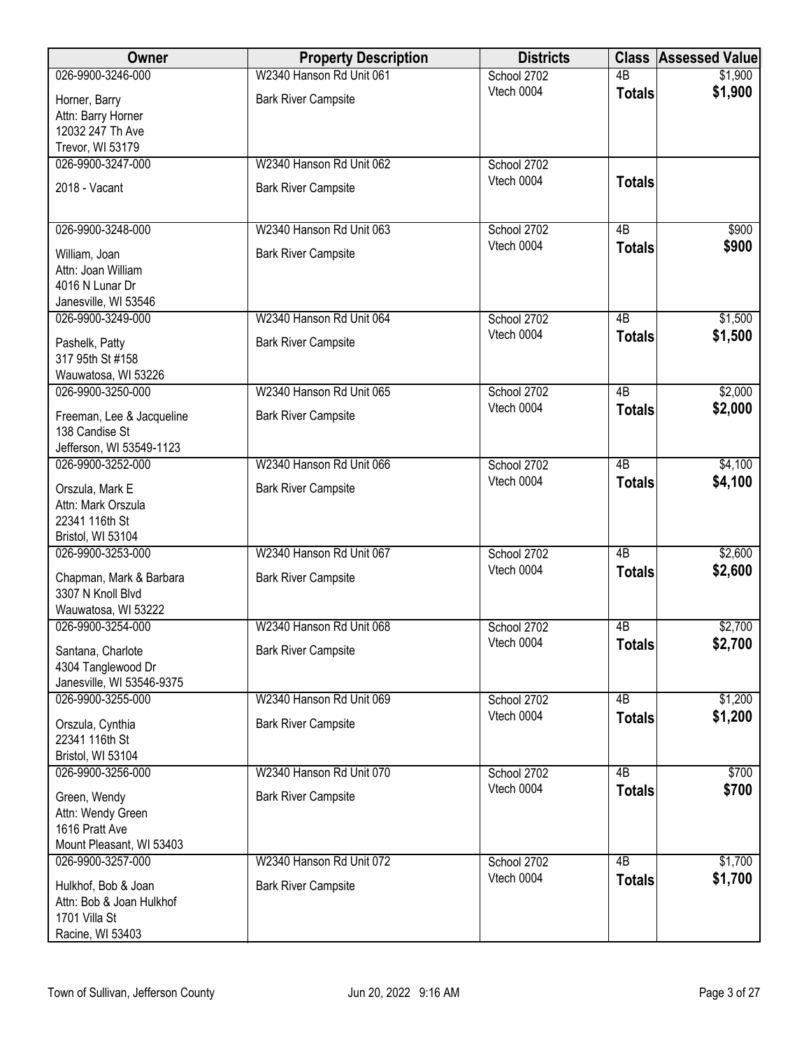| Owner | Property Description | Districts | Class | Assessed Value |
|---|---|---|---|---|
| 026-9900-3246-000<br>Horner, Barry<br>Attn: Barry Horner<br>12032 247 Th Ave<br>Trevor, WI 53179 | W2340 Hanson Rd Unit 061<br>Bark River Campsite | School 2702<br>Vtech 0004 | 4B<br>**Totals** | $1,900<br>**$1,900** |
| 026-9900-3247-000<br>2018 - Vacant | W2340 Hanson Rd Unit 062<br>Bark River Campsite | School 2702<br>Vtech 0004 | **Totals** | |
| 026-9900-3248-000<br>William, Joan<br>Attn: Joan William<br>4016 N Lunar Dr<br>Janesville, WI 53546 | W2340 Hanson Rd Unit 063<br>Bark River Campsite | School 2702<br>Vtech 0004 | 4B<br>**Totals** | $900<br>**$900** |
| 026-9900-3249-000<br>Pashelk, Patty<br>317 95th St #158<br>Wauwatosa, WI 53226 | W2340 Hanson Rd Unit 064<br>Bark River Campsite | School 2702<br>Vtech 0004 | 4B<br>**Totals** | $1,500<br>**$1,500** |
| 026-9900-3250-000<br>Freeman, Lee & Jacqueline<br>138 Candise St<br>Jefferson, WI 53549-1123 | W2340 Hanson Rd Unit 065<br>Bark River Campsite | School 2702<br>Vtech 0004 | 4B<br>**Totals** | $2,000<br>**$2,000** |
| 026-9900-3252-000<br>Orszula, Mark E<br>Attn: Mark Orszula<br>22341 116th St<br>Bristol, WI 53104 | W2340 Hanson Rd Unit 066<br>Bark River Campsite | School 2702<br>Vtech 0004 | 4B<br>**Totals** | $4,100<br>**$4,100** |
| 026-9900-3253-000<br>Chapman, Mark & Barbara<br>3307 N Knoll Blvd<br>Wauwatosa, WI 53222 | W2340 Hanson Rd Unit 067<br>Bark River Campsite | School 2702<br>Vtech 0004 | 4B<br>**Totals** | $2,600<br>**$2,600** |
| 026-9900-3254-000<br>Santana, Charlote<br>4304 Tanglewood Dr<br>Janesville, WI 53546-9375 | W2340 Hanson Rd Unit 068<br>Bark River Campsite | School 2702<br>Vtech 0004 | 4B<br>**Totals** | $2,700<br>**$2,700** |
| 026-9900-3255-000<br>Orszula, Cynthia<br>22341 116th St<br>Bristol, WI 53104 | W2340 Hanson Rd Unit 069<br>Bark River Campsite | School 2702<br>Vtech 0004 | 4B<br>**Totals** | $1,200<br>**$1,200** |
| 026-9900-3256-000<br>Green, Wendy<br>Attn: Wendy Green<br>1616 Pratt Ave<br>Mount Pleasant, WI 53403 | W2340 Hanson Rd Unit 070<br>Bark River Campsite | School 2702<br>Vtech 0004 | 4B<br>**Totals** | $700<br>**$700** |
| 026-9900-3257-000<br>Hulkhof, Bob & Joan<br>Attn: Bob & Joan Hulkhof<br>1701 Villa St<br>Racine, WI 53403 | W2340 Hanson Rd Unit 072<br>Bark River Campsite | School 2702<br>Vtech 0004 | 4B<br>**Totals** | $1,700<br>**$1,700** |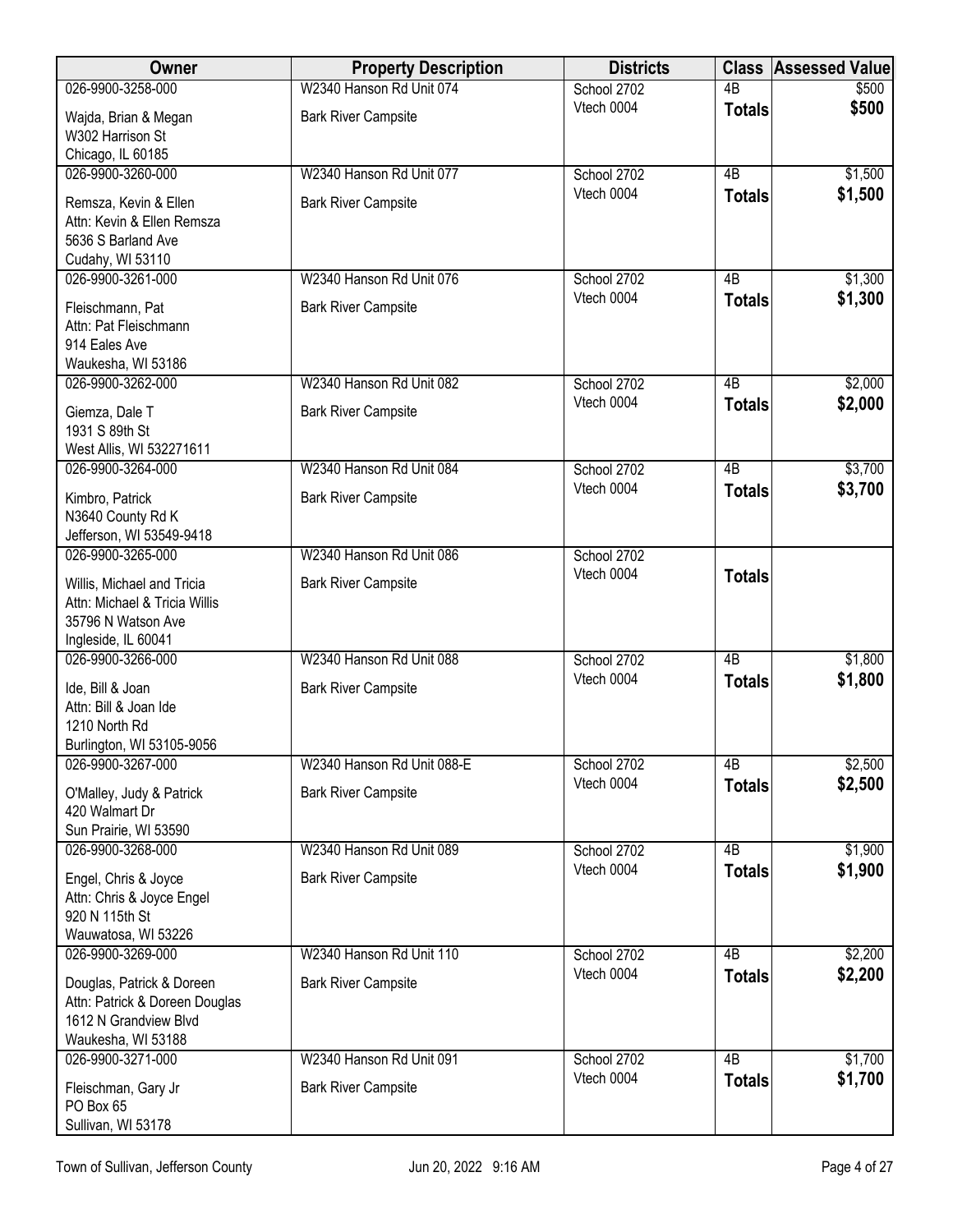| Owner | Property Description | Districts | Class | Assessed Value |
|---|---|---|---|---|
| 026-9900-3258-000<br>Wajda, Brian & Megan<br>W302 Harrison St<br>Chicago, IL 60185 | W2340 Hanson Rd Unit 074<br>Bark River Campsite | School 2702<br>Vtech 0004 | 4B<br>**Totals** | $500<br>**$500** |
| 026-9900-3260-000<br>Remsza, Kevin & Ellen<br>Attn: Kevin & Ellen Remsza<br>5636 S Barland Ave<br>Cudahy, WI 53110 | W2340 Hanson Rd Unit 077<br>Bark River Campsite | School 2702<br>Vtech 0004 | 4B<br>**Totals** | $1,500<br>**$1,500** |
| 026-9900-3261-000<br>Fleischmann, Pat<br>Attn: Pat Fleischmann<br>914 Eales Ave<br>Waukesha, WI 53186 | W2340 Hanson Rd Unit 076<br>Bark River Campsite | School 2702<br>Vtech 0004 | 4B<br>**Totals** | $1,300<br>**$1,300** |
| 026-9900-3262-000<br>Giemza, Dale T<br>1931 S 89th St<br>West Allis, WI 532271611 | W2340 Hanson Rd Unit 082<br>Bark River Campsite | School 2702<br>Vtech 0004 | 4B<br>**Totals** | $2,000<br>**$2,000** |
| 026-9900-3264-000<br>Kimbro, Patrick<br>N3640 County Rd K<br>Jefferson, WI 53549-9418 | W2340 Hanson Rd Unit 084<br>Bark River Campsite | School 2702<br>Vtech 0004 | 4B<br>**Totals** | $3,700<br>**$3,700** |
| 026-9900-3265-000<br>Willis, Michael and Tricia<br>Attn: Michael & Tricia Willis<br>35796 N Watson Ave<br>Ingleside, IL 60041 | W2340 Hanson Rd Unit 086<br>Bark River Campsite | School 2702<br>Vtech 0004 | **Totals** | |
| 026-9900-3266-000<br>Ide, Bill & Joan<br>Attn: Bill & Joan Ide<br>1210 North Rd<br>Burlington, WI 53105-9056 | W2340 Hanson Rd Unit 088<br>Bark River Campsite | School 2702<br>Vtech 0004 | 4B<br>**Totals** | $1,800<br>**$1,800** |
| 026-9900-3267-000<br>O'Malley, Judy & Patrick<br>420 Walmart Dr<br>Sun Prairie, WI 53590 | W2340 Hanson Rd Unit 088-E<br>Bark River Campsite | School 2702<br>Vtech 0004 | 4B<br>**Totals** | $2,500<br>**$2,500** |
| 026-9900-3268-000<br>Engel, Chris & Joyce<br>Attn: Chris & Joyce Engel<br>920 N 115th St<br>Wauwatosa, WI 53226 | W2340 Hanson Rd Unit 089<br>Bark River Campsite | School 2702<br>Vtech 0004 | 4B<br>**Totals** | $1,900<br>**$1,900** |
| 026-9900-3269-000<br>Douglas, Patrick & Doreen<br>Attn: Patrick & Doreen Douglas<br>1612 N Grandview Blvd<br>Waukesha, WI 53188 | W2340 Hanson Rd Unit 110<br>Bark River Campsite | School 2702<br>Vtech 0004 | 4B<br>**Totals** | $2,200<br>**$2,200** |
| 026-9900-3271-000<br>Fleischman, Gary Jr<br>PO Box 65<br>Sullivan, WI 53178 | W2340 Hanson Rd Unit 091<br>Bark River Campsite | School 2702<br>Vtech 0004 | 4B<br>**Totals** | $1,700<br>**$1,700** |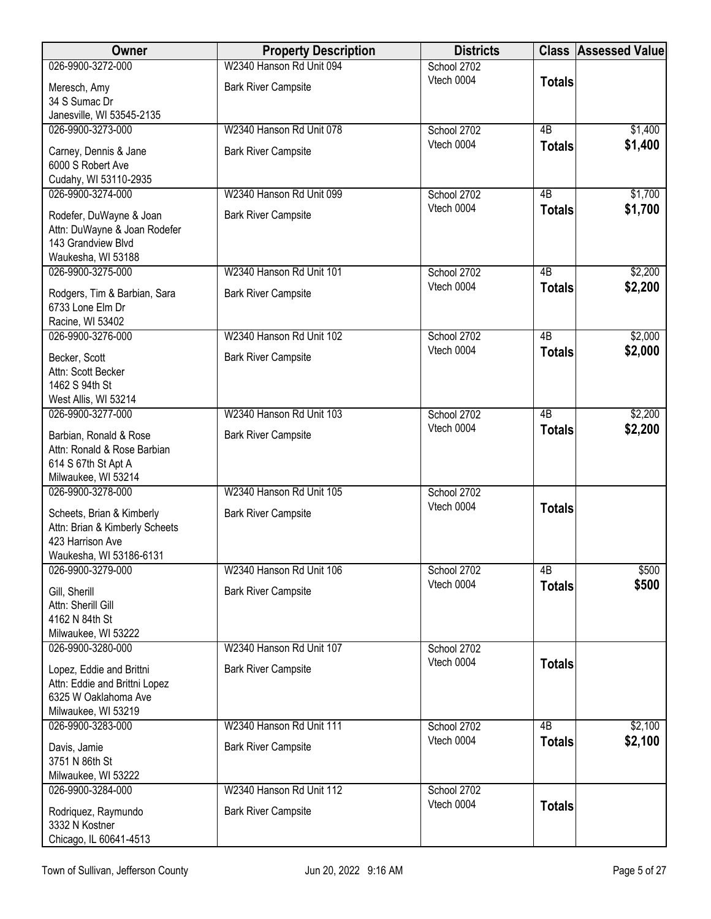| Owner | Property Description | Districts | Class | Assessed Value |
|---|---|---|---|---|
| 026-9900-3272-000<br>Meresch, Amy<br>34 S Sumac Dr<br>Janesville, WI 53545-2135 | W2340 Hanson Rd Unit 094<br>Bark River Campsite | School 2702<br>Vtech 0004 | **Totals** | |
| 026-9900-3273-000<br>Carney, Dennis & Jane<br>6000 S Robert Ave<br>Cudahy, WI 53110-2935 | W2340 Hanson Rd Unit 078<br>Bark River Campsite | School 2702<br>Vtech 0004 | 4B<br>**Totals** | $1,400<br>**$1,400** |
| 026-9900-3274-000<br>Rodefer, DuWayne & Joan<br>Attn: DuWayne & Joan Rodefer<br>143 Grandview Blvd<br>Waukesha, WI 53188 | W2340 Hanson Rd Unit 099<br>Bark River Campsite | School 2702<br>Vtech 0004 | 4B<br>**Totals** | $1,700<br>**$1,700** |
| 026-9900-3275-000<br>Rodgers, Tim & Barbian, Sara<br>6733 Lone Elm Dr<br>Racine, WI 53402 | W2340 Hanson Rd Unit 101<br>Bark River Campsite | School 2702<br>Vtech 0004 | 4B<br>**Totals** | $2,200<br>**$2,200** |
| 026-9900-3276-000<br>Becker, Scott<br>Attn: Scott Becker<br>1462 S 94th St<br>West Allis, WI 53214 | W2340 Hanson Rd Unit 102<br>Bark River Campsite | School 2702<br>Vtech 0004 | 4B<br>**Totals** | $2,000<br>**$2,000** |
| 026-9900-3277-000<br>Barbian, Ronald & Rose<br>Attn: Ronald & Rose Barbian<br>614 S 67th St Apt A<br>Milwaukee, WI 53214 | W2340 Hanson Rd Unit 103<br>Bark River Campsite | School 2702<br>Vtech 0004 | 4B<br>**Totals** | $2,200<br>**$2,200** |
| 026-9900-3278-000<br>Scheets, Brian & Kimberly<br>Attn: Brian & Kimberly Scheets<br>423 Harrison Ave<br>Waukesha, WI 53186-6131 | W2340 Hanson Rd Unit 105<br>Bark River Campsite | School 2702<br>Vtech 0004 | **Totals** | |
| 026-9900-3279-000<br>Gill, Sherill<br>Attn: Sherill Gill<br>4162 N 84th St<br>Milwaukee, WI 53222 | W2340 Hanson Rd Unit 106<br>Bark River Campsite | School 2702<br>Vtech 0004 | 4B<br>**Totals** | $500<br>**$500** |
| 026-9900-3280-000<br>Lopez, Eddie and Brittni<br>Attn: Eddie and Brittni Lopez<br>6325 W Oaklahoma Ave<br>Milwaukee, WI 53219 | W2340 Hanson Rd Unit 107<br>Bark River Campsite | School 2702<br>Vtech 0004 | **Totals** | |
| 026-9900-3283-000<br>Davis, Jamie<br>3751 N 86th St<br>Milwaukee, WI 53222 | W2340 Hanson Rd Unit 111<br>Bark River Campsite | School 2702<br>Vtech 0004 | 4B<br>**Totals** | $2,100<br>**$2,100** |
| 026-9900-3284-000<br>Rodriquez, Raymundo<br>3332 N Kostner<br>Chicago, IL 60641-4513 | W2340 Hanson Rd Unit 112<br>Bark River Campsite | School 2702<br>Vtech 0004 | **Totals** | |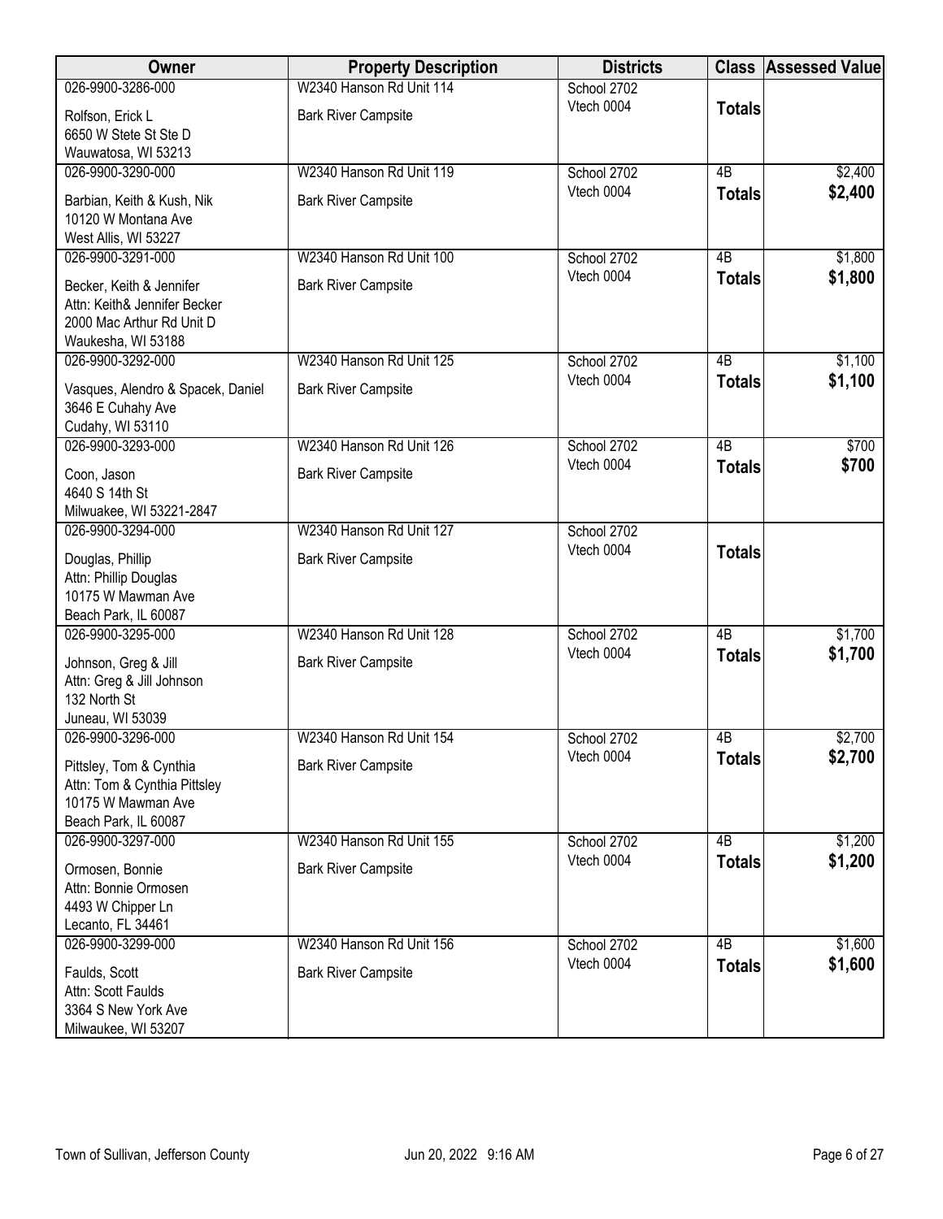| Owner | Property Description | Districts | Class | Assessed Value |
|---|---|---|---|---|
| 026-9900-3286-000<br>Rolfson, Erick L<br>6650 W Stete St Ste D<br>Wauwatosa, WI 53213 | W2340 Hanson Rd Unit 114<br>Bark River Campsite | School 2702<br>Vtech 0004 | **Totals** | |
| 026-9900-3290-000<br>Barbian, Keith & Kush, Nik<br>10120 W Montana Ave<br>West Allis, WI 53227 | W2340 Hanson Rd Unit 119<br>Bark River Campsite | School 2702<br>Vtech 0004 | 4B<br>**Totals** | $2,400<br>**$2,400** |
| 026-9900-3291-000<br>Becker, Keith & Jennifer<br>Attn: Keith& Jennifer Becker<br>2000 Mac Arthur Rd Unit D<br>Waukesha, WI 53188 | W2340 Hanson Rd Unit 100<br>Bark River Campsite | School 2702<br>Vtech 0004 | 4B<br>**Totals** | $1,800<br>**$1,800** |
| 026-9900-3292-000<br>Vasques, Alendro & Spacek, Daniel<br>3646 E Cuhahy Ave<br>Cudahy, WI 53110 | W2340 Hanson Rd Unit 125<br>Bark River Campsite | School 2702<br>Vtech 0004 | 4B<br>**Totals** | $1,100<br>**$1,100** |
| 026-9900-3293-000<br>Coon, Jason<br>4640 S 14th St<br>Milwuakee, WI 53221-2847 | W2340 Hanson Rd Unit 126<br>Bark River Campsite | School 2702<br>Vtech 0004 | 4B<br>**Totals** | $700<br>**$700** |
| 026-9900-3294-000<br>Douglas, Phillip<br>Attn: Phillip Douglas<br>10175 W Mawman Ave<br>Beach Park, IL 60087 | W2340 Hanson Rd Unit 127<br>Bark River Campsite | School 2702<br>Vtech 0004 | **Totals** | |
| 026-9900-3295-000<br>Johnson, Greg & Jill<br>Attn: Greg & Jill Johnson<br>132 North St<br>Juneau, WI 53039 | W2340 Hanson Rd Unit 128<br>Bark River Campsite | School 2702<br>Vtech 0004 | 4B<br>**Totals** | $1,700<br>**$1,700** |
| 026-9900-3296-000<br>Pittsley, Tom & Cynthia<br>Attn: Tom & Cynthia Pittsley<br>10175 W Mawman Ave<br>Beach Park, IL 60087 | W2340 Hanson Rd Unit 154<br>Bark River Campsite | School 2702<br>Vtech 0004 | 4B<br>**Totals** | $2,700<br>**$2,700** |
| 026-9900-3297-000<br>Ormosen, Bonnie<br>Attn: Bonnie Ormosen<br>4493 W Chipper Ln<br>Lecanto, FL 34461 | W2340 Hanson Rd Unit 155<br>Bark River Campsite | School 2702<br>Vtech 0004 | 4B<br>**Totals** | $1,200<br>**$1,200** |
| 026-9900-3299-000<br>Faulds, Scott<br>Attn: Scott Faulds<br>3364 S New York Ave<br>Milwaukee, WI 53207 | W2340 Hanson Rd Unit 156<br>Bark River Campsite | School 2702<br>Vtech 0004 | 4B<br>**Totals** | $1,600<br>**$1,600** |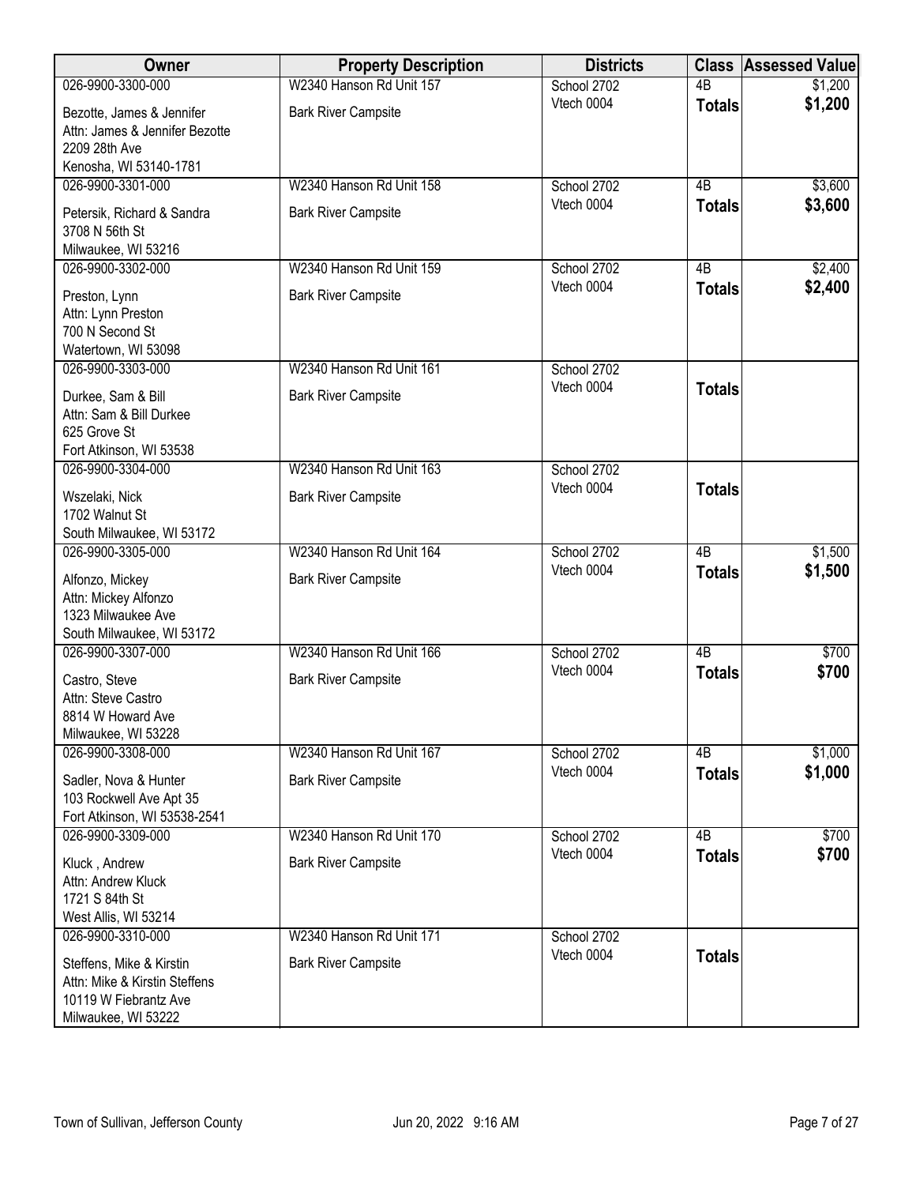| Owner | Property Description | Districts | Class | Assessed Value |
|---|---|---|---|---|
| 026-9900-3300-000<br>Bezotte, James & Jennifer<br>Attn: James & Jennifer Bezotte<br>2209 28th Ave<br>Kenosha, WI 53140-1781 | W2340 Hanson Rd Unit 157<br>Bark River Campsite | School 2702<br>Vtech 0004 | 4B<br>**Totals** | $1,200<br>**$1,200** |
| 026-9900-3301-000<br>Petersik, Richard & Sandra<br>3708 N 56th St<br>Milwaukee, WI 53216 | W2340 Hanson Rd Unit 158<br>Bark River Campsite | School 2702<br>Vtech 0004 | 4B<br>**Totals** | $3,600<br>**$3,600** |
| 026-9900-3302-000<br>Preston, Lynn<br>Attn: Lynn Preston<br>700 N Second St<br>Watertown, WI 53098 | W2340 Hanson Rd Unit 159<br>Bark River Campsite | School 2702<br>Vtech 0004 | 4B<br>**Totals** | $2,400<br>**$2,400** |
| 026-9900-3303-000<br>Durkee, Sam & Bill<br>Attn: Sam & Bill Durkee<br>625 Grove St<br>Fort Atkinson, WI 53538 | W2340 Hanson Rd Unit 161<br>Bark River Campsite | School 2702<br>Vtech 0004 | **Totals** | |
| 026-9900-3304-000<br>Wszelaki, Nick<br>1702 Walnut St<br>South Milwaukee, WI 53172 | W2340 Hanson Rd Unit 163<br>Bark River Campsite | School 2702<br>Vtech 0004 | **Totals** | |
| 026-9900-3305-000<br>Alfonzo, Mickey<br>Attn: Mickey Alfonzo<br>1323 Milwaukee Ave<br>South Milwaukee, WI 53172 | W2340 Hanson Rd Unit 164<br>Bark River Campsite | School 2702<br>Vtech 0004 | 4B<br>**Totals** | $1,500<br>**$1,500** |
| 026-9900-3307-000<br>Castro, Steve<br>Attn: Steve Castro<br>8814 W Howard Ave<br>Milwaukee, WI 53228 | W2340 Hanson Rd Unit 166<br>Bark River Campsite | School 2702<br>Vtech 0004 | 4B<br>**Totals** | $700<br>**$700** |
| 026-9900-3308-000<br>Sadler, Nova & Hunter<br>103 Rockwell Ave Apt 35<br>Fort Atkinson, WI 53538-2541 | W2340 Hanson Rd Unit 167<br>Bark River Campsite | School 2702<br>Vtech 0004 | 4B<br>**Totals** | $1,000<br>**$1,000** |
| 026-9900-3309-000<br>Kluck , Andrew<br>Attn: Andrew Kluck<br>1721 S 84th St<br>West Allis, WI 53214 | W2340 Hanson Rd Unit 170<br>Bark River Campsite | School 2702<br>Vtech 0004 | 4B<br>**Totals** | $700<br>**$700** |
| 026-9900-3310-000<br>Steffens, Mike & Kirstin<br>Attn: Mike & Kirstin Steffens<br>10119 W Fiebrantz Ave<br>Milwaukee, WI 53222 | W2340 Hanson Rd Unit 171<br>Bark River Campsite | School 2702<br>Vtech 0004 | **Totals** | |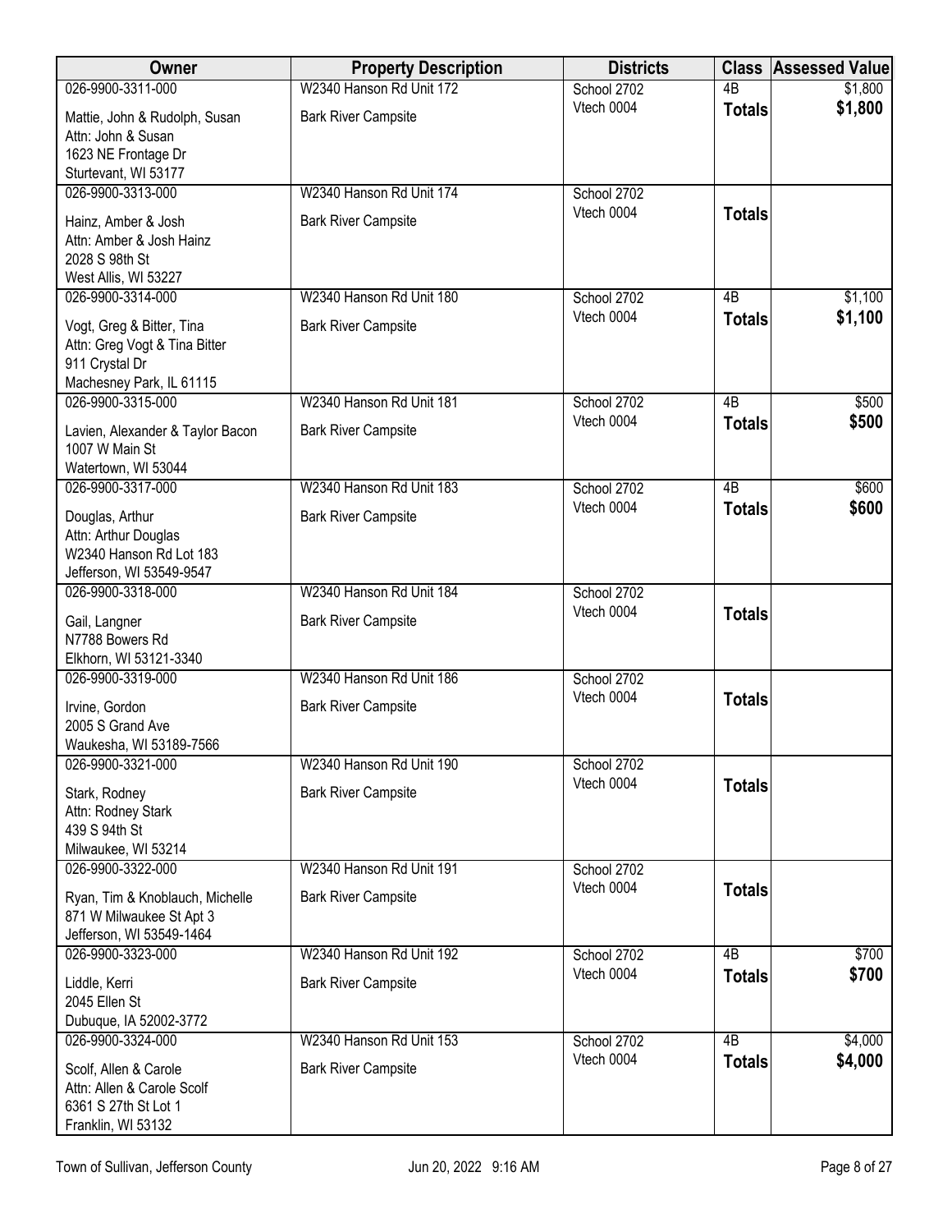| Owner | Property Description | Districts | Class | Assessed Value |
|---|---|---|---|---|
| 026-9900-3311-000<br>Mattie, John & Rudolph, Susan<br>Attn: John & Susan<br>1623 NE Frontage Dr<br>Sturtevant, WI 53177 | W2340 Hanson Rd Unit 172<br>Bark River Campsite | School 2702<br>Vtech 0004 | 4B<br>**Totals** | $1,800<br>**$1,800** |
| 026-9900-3313-000<br>Hainz, Amber & Josh<br>Attn: Amber & Josh Hainz<br>2028 S 98th St<br>West Allis, WI 53227 | W2340 Hanson Rd Unit 174<br>Bark River Campsite | School 2702<br>Vtech 0004 | **Totals** | |
| 026-9900-3314-000<br>Vogt, Greg & Bitter, Tina<br>Attn: Greg Vogt & Tina Bitter<br>911 Crystal Dr<br>Machesney Park, IL 61115 | W2340 Hanson Rd Unit 180<br>Bark River Campsite | School 2702<br>Vtech 0004 | 4B<br>**Totals** | $1,100<br>**$1,100** |
| 026-9900-3315-000<br>Lavien, Alexander & Taylor Bacon<br>1007 W Main St<br>Watertown, WI 53044 | W2340 Hanson Rd Unit 181<br>Bark River Campsite | School 2702<br>Vtech 0004 | 4B<br>**Totals** | $500<br>**$500** |
| 026-9900-3317-000<br>Douglas, Arthur<br>Attn: Arthur Douglas<br>W2340 Hanson Rd Lot 183<br>Jefferson, WI 53549-9547 | W2340 Hanson Rd Unit 183<br>Bark River Campsite | School 2702<br>Vtech 0004 | 4B<br>**Totals** | $600<br>**$600** |
| 026-9900-3318-000<br>Gail, Langner<br>N7788 Bowers Rd<br>Elkhorn, WI 53121-3340 | W2340 Hanson Rd Unit 184<br>Bark River Campsite | School 2702<br>Vtech 0004 | **Totals** | |
| 026-9900-3319-000<br>Irvine, Gordon<br>2005 S Grand Ave<br>Waukesha, WI 53189-7566 | W2340 Hanson Rd Unit 186<br>Bark River Campsite | School 2702<br>Vtech 0004 | **Totals** | |
| 026-9900-3321-000<br>Stark, Rodney<br>Attn: Rodney Stark<br>439 S 94th St<br>Milwaukee, WI 53214 | W2340 Hanson Rd Unit 190<br>Bark River Campsite | School 2702<br>Vtech 0004 | **Totals** | |
| 026-9900-3322-000<br>Ryan, Tim & Knoblauch, Michelle<br>871 W Milwaukee St Apt 3<br>Jefferson, WI 53549-1464 | W2340 Hanson Rd Unit 191<br>Bark River Campsite | School 2702<br>Vtech 0004 | **Totals** | |
| 026-9900-3323-000<br>Liddle, Kerri<br>2045 Ellen St<br>Dubuque, IA 52002-3772 | W2340 Hanson Rd Unit 192<br>Bark River Campsite | School 2702<br>Vtech 0004 | 4B<br>**Totals** | $700<br>**$700** |
| 026-9900-3324-000<br>Scolf, Allen & Carole<br>Attn: Allen & Carole Scolf<br>6361 S 27th St Lot 1<br>Franklin, WI 53132 | W2340 Hanson Rd Unit 153<br>Bark River Campsite | School 2702<br>Vtech 0004 | 4B<br>**Totals** | $4,000<br>**$4,000** |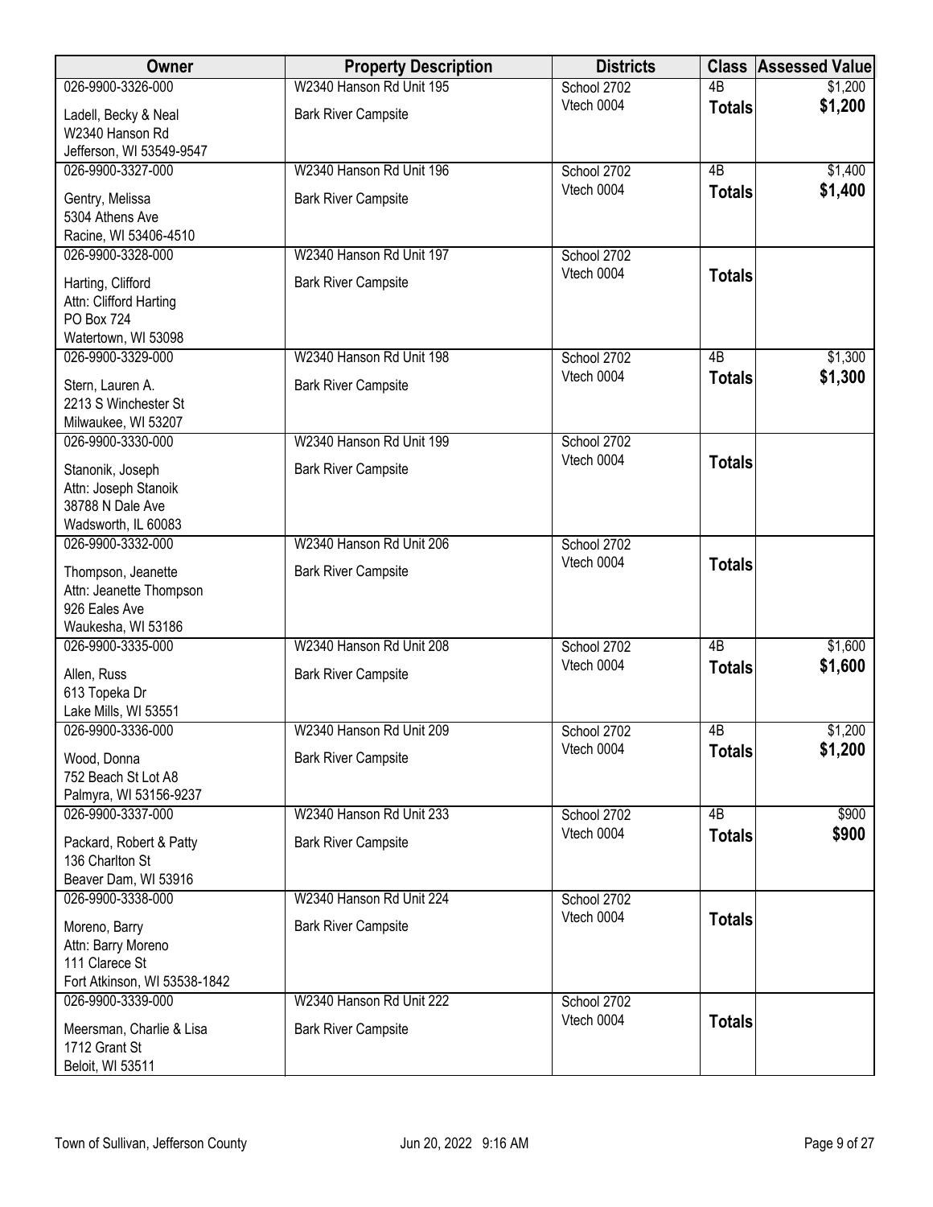| Owner | Property Description | Districts | Class | Assessed Value |
| --- | --- | --- | --- | --- |
| 026-9900-3326-000 | W2340 Hanson Rd Unit 195 | School 2702 | 4B | $1,200 |
| Ladell, Becky & Neal<br>W2340 Hanson Rd<br>Jefferson, WI 53549-9547 | Bark River Campsite | Vtech 0004 | **Totals** | **$1,200** |
| 026-9900-3327-000 | W2340 Hanson Rd Unit 196 | School 2702 | 4B | $1,400 |
| Gentry, Melissa<br>5304 Athens Ave<br>Racine, WI 53406-4510 | Bark River Campsite | Vtech 0004 | **Totals** | **$1,400** |
| 026-9900-3328-000 | W2340 Hanson Rd Unit 197 | School 2702 | | |
| Harting, Clifford<br>Attn: Clifford Harting<br>PO Box 724<br>Watertown, WI 53098 | Bark River Campsite | Vtech 0004 | **Totals** | |
| 026-9900-3329-000 | W2340 Hanson Rd Unit 198 | School 2702 | 4B | $1,300 |
| Stern, Lauren A.<br>2213 S Winchester St<br>Milwaukee, WI 53207 | Bark River Campsite | Vtech 0004 | **Totals** | **$1,300** |
| 026-9900-3330-000 | W2340 Hanson Rd Unit 199 | School 2702 | | |
| Stanonik, Joseph<br>Attn: Joseph Stanoik<br>38788 N Dale Ave<br>Wadsworth, IL 60083 | Bark River Campsite | Vtech 0004 | **Totals** | |
| 026-9900-3332-000 | W2340 Hanson Rd Unit 206 | School 2702 | | |
| Thompson, Jeanette<br>Attn: Jeanette Thompson<br>926 Eales Ave<br>Waukesha, WI 53186 | Bark River Campsite | Vtech 0004 | **Totals** | |
| 026-9900-3335-000 | W2340 Hanson Rd Unit 208 | School 2702 | 4B | $1,600 |
| Allen, Russ<br>613 Topeka Dr<br>Lake Mills, WI 53551 | Bark River Campsite | Vtech 0004 | **Totals** | **$1,600** |
| 026-9900-3336-000 | W2340 Hanson Rd Unit 209 | School 2702 | 4B | $1,200 |
| Wood, Donna<br>752 Beach St Lot A8<br>Palmyra, WI 53156-9237 | Bark River Campsite | Vtech 0004 | **Totals** | **$1,200** |
| 026-9900-3337-000 | W2340 Hanson Rd Unit 233 | School 2702 | 4B | $900 |
| Packard, Robert & Patty<br>136 Charlton St<br>Beaver Dam, WI 53916 | Bark River Campsite | Vtech 0004 | **Totals** | **$900** |
| 026-9900-3338-000 | W2340 Hanson Rd Unit 224 | School 2702 | | |
| Moreno, Barry<br>Attn: Barry Moreno<br>111 Clarece St<br>Fort Atkinson, WI 53538-1842 | Bark River Campsite | Vtech 0004 | **Totals** | |
| 026-9900-3339-000 | W2340 Hanson Rd Unit 222 | School 2702 | | |
| Meersman, Charlie & Lisa<br>1712 Grant St<br>Beloit, WI 53511 | Bark River Campsite | Vtech 0004 | **Totals** | |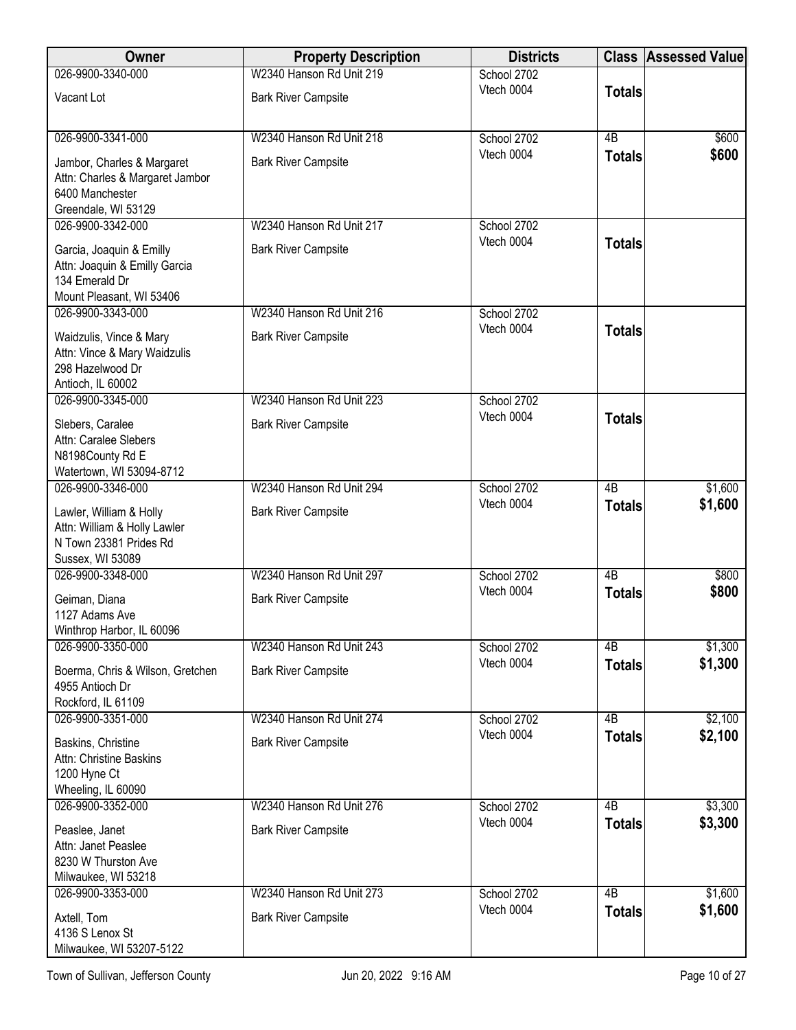| Owner | Property Description | Districts | Class | Assessed Value |
|---|---|---|---|---|
| 026-9900-3340-000<br>Vacant Lot | W2340 Hanson Rd Unit 219<br>Bark River Campsite | School 2702<br>Vtech 0004 | **Totals** | |
| 026-9900-3341-000<br>Jambor, Charles & Margaret<br>Attn: Charles & Margaret Jambor<br>6400 Manchester<br>Greendale, WI 53129 | W2340 Hanson Rd Unit 218<br>Bark River Campsite | School 2702<br>Vtech 0004 | 4B<br>**Totals** | $600<br>**$600** |
| 026-9900-3342-000<br>Garcia, Joaquin & Emilly<br>Attn: Joaquin & Emilly Garcia<br>134 Emerald Dr<br>Mount Pleasant, WI 53406 | W2340 Hanson Rd Unit 217<br>Bark River Campsite | School 2702<br>Vtech 0004 | **Totals** | |
| 026-9900-3343-000<br>Waidzulis, Vince & Mary<br>Attn: Vince & Mary Waidzulis<br>298 Hazelwood Dr<br>Antioch, IL 60002 | W2340 Hanson Rd Unit 216<br>Bark River Campsite | School 2702<br>Vtech 0004 | **Totals** | |
| 026-9900-3345-000<br>Slebers, Caralee<br>Attn: Caralee Slebers<br>N8198County Rd E<br>Watertown, WI 53094-8712 | W2340 Hanson Rd Unit 223<br>Bark River Campsite | School 2702<br>Vtech 0004 | **Totals** | |
| 026-9900-3346-000<br>Lawler, William & Holly<br>Attn: William & Holly Lawler<br>N Town 23381 Prides Rd<br>Sussex, WI 53089 | W2340 Hanson Rd Unit 294<br>Bark River Campsite | School 2702<br>Vtech 0004 | 4B<br>**Totals** | $1,600<br>**$1,600** |
| 026-9900-3348-000<br>Geiman, Diana<br>1127 Adams Ave<br>Winthrop Harbor, IL 60096 | W2340 Hanson Rd Unit 297<br>Bark River Campsite | School 2702<br>Vtech 0004 | 4B<br>**Totals** | $800<br>**$800** |
| 026-9900-3350-000<br>Boerma, Chris & Wilson, Gretchen<br>4955 Antioch Dr<br>Rockford, IL 61109 | W2340 Hanson Rd Unit 243<br>Bark River Campsite | School 2702<br>Vtech 0004 | 4B<br>**Totals** | $1,300<br>**$1,300** |
| 026-9900-3351-000<br>Baskins, Christine<br>Attn: Christine Baskins<br>1200 Hyne Ct<br>Wheeling, IL 60090 | W2340 Hanson Rd Unit 274<br>Bark River Campsite | School 2702<br>Vtech 0004 | 4B<br>**Totals** | $2,100<br>**$2,100** |
| 026-9900-3352-000<br>Peaslee, Janet<br>Attn: Janet Peaslee<br>8230 W Thurston Ave<br>Milwaukee, WI 53218 | W2340 Hanson Rd Unit 276<br>Bark River Campsite | School 2702<br>Vtech 0004 | 4B<br>**Totals** | $3,300<br>**$3,300** |
| 026-9900-3353-000<br>Axtell, Tom<br>4136 S Lenox St<br>Milwaukee, WI 53207-5122 | W2340 Hanson Rd Unit 273<br>Bark River Campsite | School 2702<br>Vtech 0004 | 4B<br>**Totals** | $1,600<br>**$1,600** |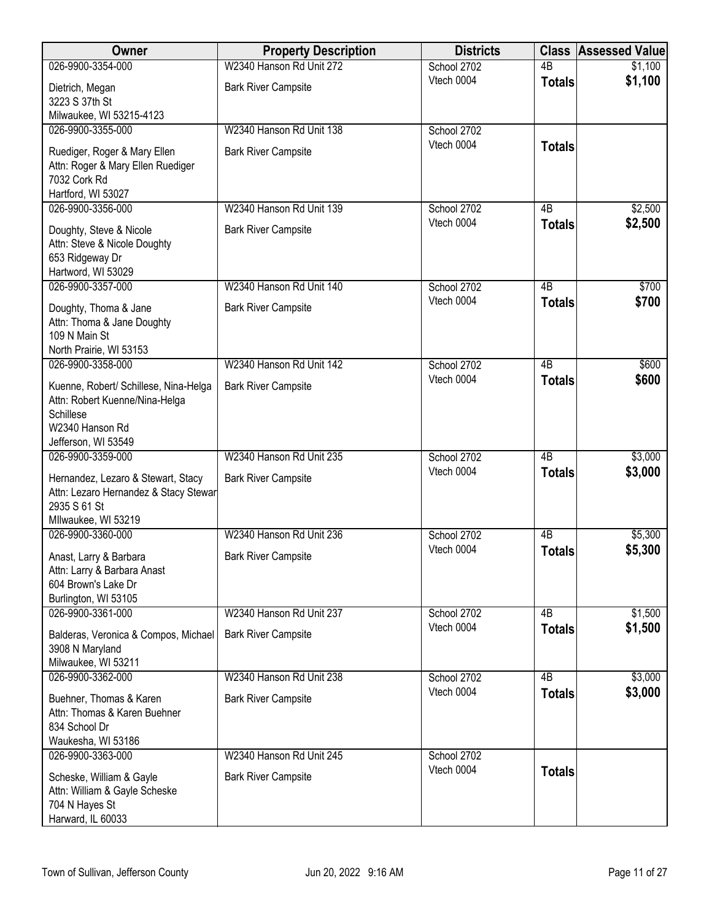| Owner | Property Description | Districts | Class | Assessed Value |
|---|---|---|---|---|
| 026-9900-3354-000<br>Dietrich, Megan<br>3223 S 37th St<br>Milwaukee, WI 53215-4123 | W2340 Hanson Rd Unit 272<br>Bark River Campsite | School 2702<br>Vtech 0004 | 4B<br>**Totals** | $1,100<br>**$1,100** |
| 026-9900-3355-000<br>Ruediger, Roger & Mary Ellen<br>Attn: Roger & Mary Ellen Ruediger<br>7032 Cork Rd<br>Hartford, WI 53027 | W2340 Hanson Rd Unit 138<br>Bark River Campsite | School 2702<br>Vtech 0004 | **Totals** | |
| 026-9900-3356-000<br>Doughty, Steve & Nicole<br>Attn: Steve & Nicole Doughty<br>653 Ridgeway Dr<br>Hartword, WI 53029 | W2340 Hanson Rd Unit 139<br>Bark River Campsite | School 2702<br>Vtech 0004 | 4B<br>**Totals** | $2,500<br>**$2,500** |
| 026-9900-3357-000<br>Doughty, Thoma & Jane<br>Attn: Thoma & Jane Doughty<br>109 N Main St<br>North Prairie, WI 53153 | W2340 Hanson Rd Unit 140<br>Bark River Campsite | School 2702<br>Vtech 0004 | 4B<br>**Totals** | $700<br>**$700** |
| 026-9900-3358-000<br>Kuenne, Robert/ Schillese, Nina-Helga<br>Attn: Robert Kuenne/Nina-Helga Schillese<br>W2340 Hanson Rd<br>Jefferson, WI 53549 | W2340 Hanson Rd Unit 142<br>Bark River Campsite | School 2702<br>Vtech 0004 | 4B<br>**Totals** | $600<br>**$600** |
| 026-9900-3359-000<br>Hernandez, Lezaro & Stewart, Stacy<br>Attn: Lezaro Hernandez & Stacy Stewar<br>2935 S 61 St<br>MIlwaukee, WI 53219 | W2340 Hanson Rd Unit 235<br>Bark River Campsite | School 2702<br>Vtech 0004 | 4B<br>**Totals** | $3,000<br>**$3,000** |
| 026-9900-3360-000<br>Anast, Larry & Barbara<br>Attn: Larry & Barbara Anast<br>604 Brown's Lake Dr<br>Burlington, WI 53105 | W2340 Hanson Rd Unit 236<br>Bark River Campsite | School 2702<br>Vtech 0004 | 4B<br>**Totals** | $5,300<br>**$5,300** |
| 026-9900-3361-000<br>Balderas, Veronica & Compos, Michael<br>3908 N Maryland<br>Milwaukee, WI 53211 | W2340 Hanson Rd Unit 237<br>Bark River Campsite | School 2702<br>Vtech 0004 | 4B<br>**Totals** | $1,500<br>**$1,500** |
| 026-9900-3362-000<br>Buehner, Thomas & Karen<br>Attn: Thomas & Karen Buehner<br>834 School Dr<br>Waukesha, WI 53186 | W2340 Hanson Rd Unit 238<br>Bark River Campsite | School 2702<br>Vtech 0004 | 4B<br>**Totals** | $3,000<br>**$3,000** |
| 026-9900-3363-000<br>Scheske, William & Gayle<br>Attn: William & Gayle Scheske<br>704 N Hayes St<br>Harward, IL 60033 | W2340 Hanson Rd Unit 245<br>Bark River Campsite | School 2702<br>Vtech 0004 | **Totals** | |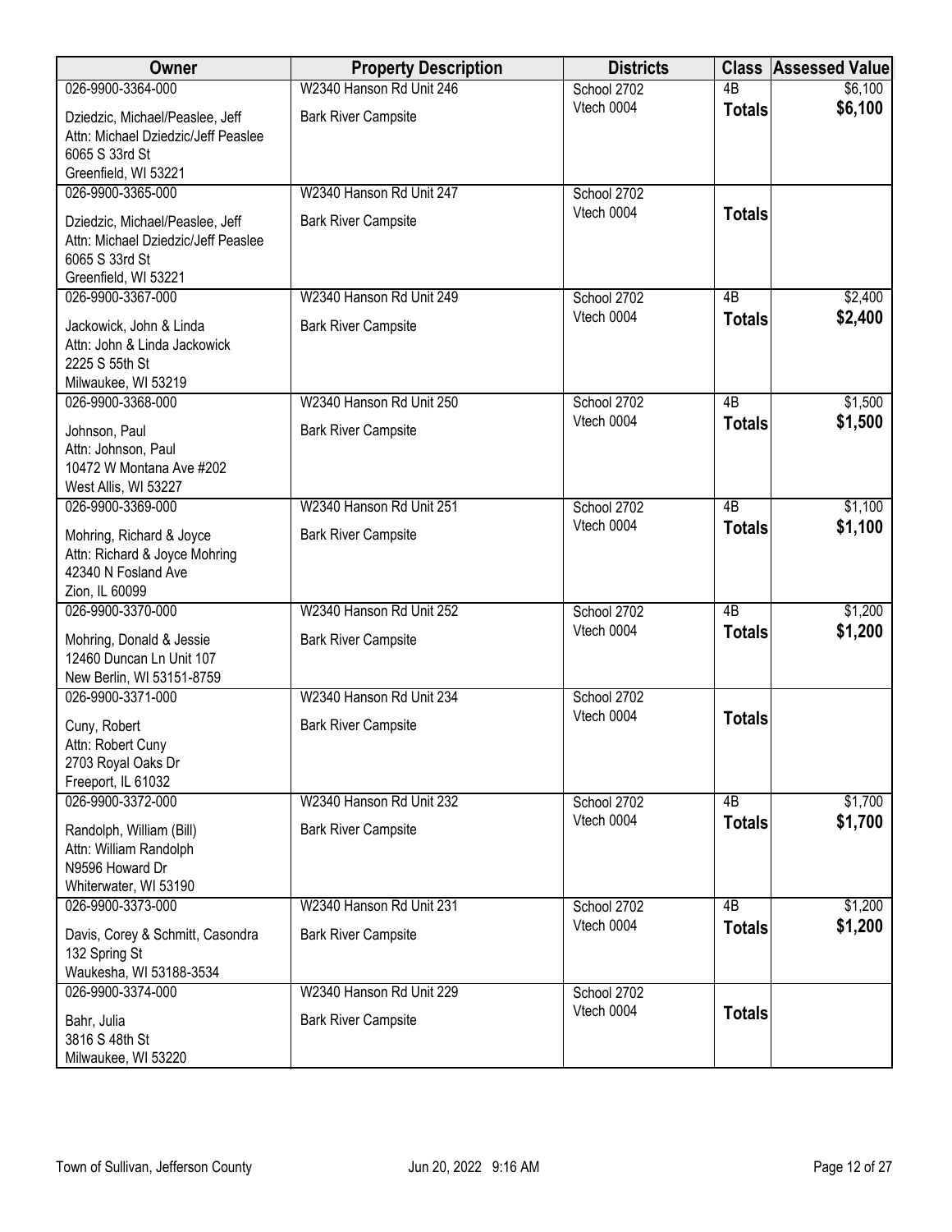| Owner | Property Description | Districts | Class | Assessed Value |
|---|---|---|---|---|
| 026-9900-3364-000<br>Dziedzic, Michael/Peaslee, Jeff<br>Attn: Michael Dziedzic/Jeff Peaslee<br>6065 S 33rd St<br>Greenfield, WI 53221 | W2340 Hanson Rd Unit 246<br>Bark River Campsite | School 2702<br>Vtech 0004 | 4B<br>**Totals** | $6,100<br>**$6,100** |
| 026-9900-3365-000<br>Dziedzic, Michael/Peaslee, Jeff<br>Attn: Michael Dziedzic/Jeff Peaslee<br>6065 S 33rd St<br>Greenfield, WI 53221 | W2340 Hanson Rd Unit 247<br>Bark River Campsite | School 2702<br>Vtech 0004 | **Totals** | |
| 026-9900-3367-000<br>Jackowick, John & Linda<br>Attn: John & Linda Jackowick<br>2225 S 55th St<br>Milwaukee, WI 53219 | W2340 Hanson Rd Unit 249<br>Bark River Campsite | School 2702<br>Vtech 0004 | 4B<br>**Totals** | $2,400<br>**$2,400** |
| 026-9900-3368-000<br>Johnson, Paul<br>Attn: Johnson, Paul<br>10472 W Montana Ave #202<br>West Allis, WI 53227 | W2340 Hanson Rd Unit 250<br>Bark River Campsite | School 2702<br>Vtech 0004 | 4B<br>**Totals** | $1,500<br>**$1,500** |
| 026-9900-3369-000<br>Mohring, Richard & Joyce<br>Attn: Richard & Joyce Mohring<br>42340 N Fosland Ave<br>Zion, IL 60099 | W2340 Hanson Rd Unit 251<br>Bark River Campsite | School 2702<br>Vtech 0004 | 4B<br>**Totals** | $1,100<br>**$1,100** |
| 026-9900-3370-000<br>Mohring, Donald & Jessie<br>12460 Duncan Ln Unit 107<br>New Berlin, WI 53151-8759 | W2340 Hanson Rd Unit 252<br>Bark River Campsite | School 2702<br>Vtech 0004 | 4B<br>**Totals** | $1,200<br>**$1,200** |
| 026-9900-3371-000<br>Cuny, Robert<br>Attn: Robert Cuny<br>2703 Royal Oaks Dr<br>Freeport, IL 61032 | W2340 Hanson Rd Unit 234<br>Bark River Campsite | School 2702<br>Vtech 0004 | **Totals** | |
| 026-9900-3372-000<br>Randolph, William (Bill)<br>Attn: William Randolph<br>N9596 Howard Dr<br>Whiterwater, WI 53190 | W2340 Hanson Rd Unit 232<br>Bark River Campsite | School 2702<br>Vtech 0004 | 4B<br>**Totals** | $1,700<br>**$1,700** |
| 026-9900-3373-000<br>Davis, Corey & Schmitt, Casondra<br>132 Spring St<br>Waukesha, WI 53188-3534 | W2340 Hanson Rd Unit 231<br>Bark River Campsite | School 2702<br>Vtech 0004 | 4B<br>**Totals** | $1,200<br>**$1,200** |
| 026-9900-3374-000<br>Bahr, Julia<br>3816 S 48th St<br>Milwaukee, WI 53220 | W2340 Hanson Rd Unit 229<br>Bark River Campsite | School 2702<br>Vtech 0004 | **Totals** | |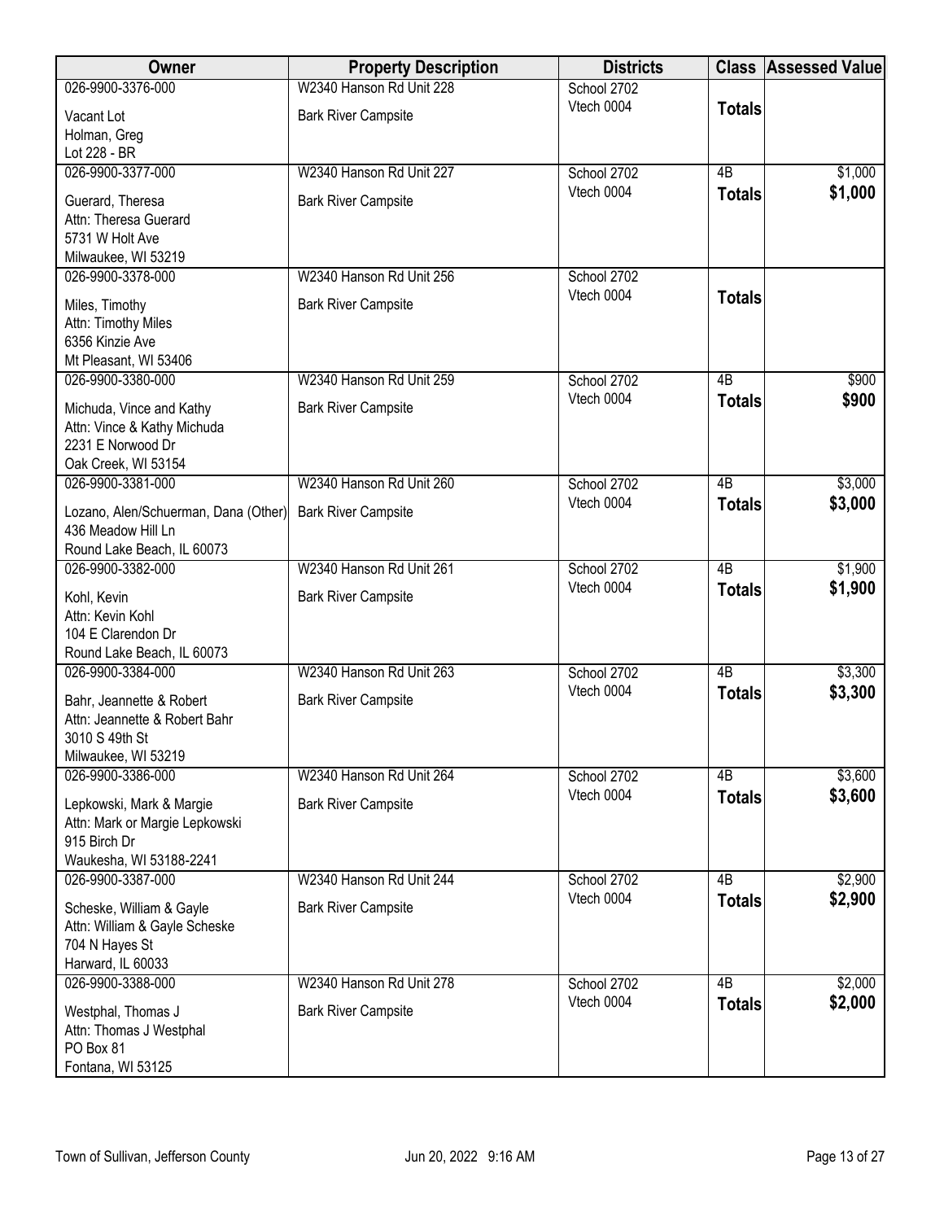| Owner | Property Description | Districts | Class | Assessed Value |
|---|---|---|---|---|
| 026-9900-3376-000<br>Vacant Lot<br>Holman, Greg<br>Lot 228 - BR | W2340 Hanson Rd Unit 228<br>Bark River Campsite | School 2702<br>Vtech 0004 | **Totals** | |
| 026-9900-3377-000<br>Guerard, Theresa<br>Attn: Theresa Guerard<br>5731 W Holt Ave<br>Milwaukee, WI 53219 | W2340 Hanson Rd Unit 227<br>Bark River Campsite | School 2702<br>Vtech 0004 | 4B<br>**Totals** | $1,000<br>**$1,000** |
| 026-9900-3378-000<br>Miles, Timothy<br>Attn: Timothy Miles<br>6356 Kinzie Ave<br>Mt Pleasant, WI 53406 | W2340 Hanson Rd Unit 256<br>Bark River Campsite | School 2702<br>Vtech 0004 | **Totals** | |
| 026-9900-3380-000<br>Michuda, Vince and Kathy<br>Attn: Vince & Kathy Michuda<br>2231 E Norwood Dr<br>Oak Creek, WI 53154 | W2340 Hanson Rd Unit 259<br>Bark River Campsite | School 2702<br>Vtech 0004 | 4B<br>**Totals** | $900<br>**$900** |
| 026-9900-3381-000<br>Lozano, Alen/Schuerman, Dana (Other)<br>436 Meadow Hill Ln<br>Round Lake Beach, IL 60073 | W2340 Hanson Rd Unit 260<br>Bark River Campsite | School 2702<br>Vtech 0004 | 4B<br>**Totals** | $3,000<br>**$3,000** |
| 026-9900-3382-000<br>Kohl, Kevin<br>Attn: Kevin Kohl<br>104 E Clarendon Dr<br>Round Lake Beach, IL 60073 | W2340 Hanson Rd Unit 261<br>Bark River Campsite | School 2702<br>Vtech 0004 | 4B<br>**Totals** | $1,900<br>**$1,900** |
| 026-9900-3384-000<br>Bahr, Jeannette & Robert<br>Attn: Jeannette & Robert Bahr<br>3010 S 49th St<br>Milwaukee, WI 53219 | W2340 Hanson Rd Unit 263<br>Bark River Campsite | School 2702<br>Vtech 0004 | 4B<br>**Totals** | $3,300<br>**$3,300** |
| 026-9900-3386-000<br>Lepkowski, Mark & Margie<br>Attn: Mark or Margie Lepkowski<br>915 Birch Dr<br>Waukesha, WI 53188-2241 | W2340 Hanson Rd Unit 264<br>Bark River Campsite | School 2702<br>Vtech 0004 | 4B<br>**Totals** | $3,600<br>**$3,600** |
| 026-9900-3387-000<br>Scheske, William & Gayle<br>Attn: William & Gayle Scheske<br>704 N Hayes St<br>Harward, IL 60033 | W2340 Hanson Rd Unit 244<br>Bark River Campsite | School 2702<br>Vtech 0004 | 4B<br>**Totals** | $2,900<br>**$2,900** |
| 026-9900-3388-000<br>Westphal, Thomas J<br>Attn: Thomas J Westphal<br>PO Box 81<br>Fontana, WI 53125 | W2340 Hanson Rd Unit 278<br>Bark River Campsite | School 2702<br>Vtech 0004 | 4B<br>**Totals** | $2,000<br>**$2,000** |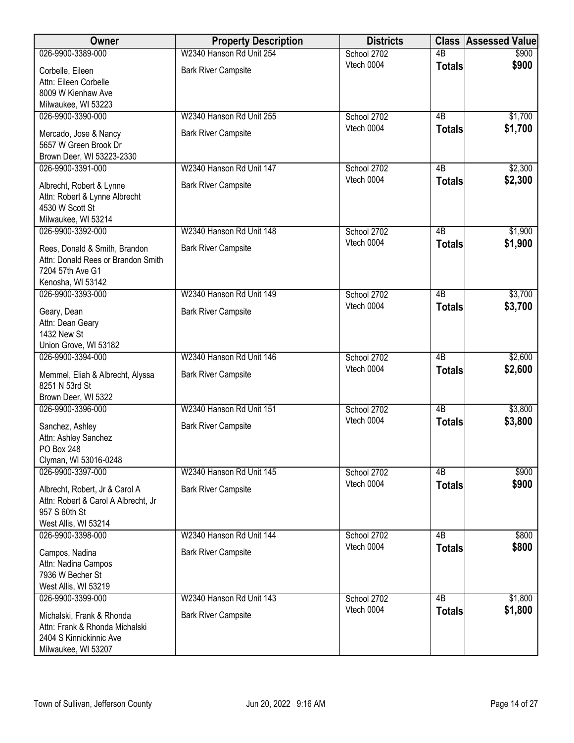| Owner | Property Description | Districts | Class | Assessed Value |
|---|---|---|---|---|
| 026-9900-3389-000<br>Corbelle, Eileen<br>Attn: Eileen Corbelle<br>8009 W Kienhaw Ave<br>Milwaukee, WI 53223 | W2340 Hanson Rd Unit 254<br>Bark River Campsite | School 2702<br>Vtech 0004 | 4B<br>**Totals** | $900<br>**$900** |
| 026-9900-3390-000<br>Mercado, Jose & Nancy<br>5657 W Green Brook Dr<br>Brown Deer, WI 53223-2330 | W2340 Hanson Rd Unit 255<br>Bark River Campsite | School 2702<br>Vtech 0004 | 4B<br>**Totals** | $1,700<br>**$1,700** |
| 026-9900-3391-000<br>Albrecht, Robert & Lynne<br>Attn: Robert & Lynne Albrecht<br>4530 W Scott St<br>Milwaukee, WI 53214 | W2340 Hanson Rd Unit 147<br>Bark River Campsite | School 2702<br>Vtech 0004 | 4B<br>**Totals** | $2,300<br>**$2,300** |
| 026-9900-3392-000<br>Rees, Donald & Smith, Brandon<br>Attn: Donald Rees or Brandon Smith<br>7204 57th Ave G1<br>Kenosha, WI 53142 | W2340 Hanson Rd Unit 148<br>Bark River Campsite | School 2702<br>Vtech 0004 | 4B<br>**Totals** | $1,900<br>**$1,900** |
| 026-9900-3393-000<br>Geary, Dean<br>Attn: Dean Geary<br>1432 New St<br>Union Grove, WI 53182 | W2340 Hanson Rd Unit 149<br>Bark River Campsite | School 2702<br>Vtech 0004 | 4B<br>**Totals** | $3,700<br>**$3,700** |
| 026-9900-3394-000<br>Memmel, Eliah & Albrecht, Alyssa<br>8251 N 53rd St<br>Brown Deer, WI 5322 | W2340 Hanson Rd Unit 146<br>Bark River Campsite | School 2702<br>Vtech 0004 | 4B<br>**Totals** | $2,600<br>**$2,600** |
| 026-9900-3396-000<br>Sanchez, Ashley<br>Attn: Ashley Sanchez<br>PO Box 248<br>Clyman, WI 53016-0248 | W2340 Hanson Rd Unit 151<br>Bark River Campsite | School 2702<br>Vtech 0004 | 4B<br>**Totals** | $3,800<br>**$3,800** |
| 026-9900-3397-000<br>Albrecht, Robert, Jr & Carol A<br>Attn: Robert & Carol A Albrecht, Jr<br>957 S 60th St<br>West Allis, WI 53214 | W2340 Hanson Rd Unit 145<br>Bark River Campsite | School 2702<br>Vtech 0004 | 4B<br>**Totals** | $900<br>**$900** |
| 026-9900-3398-000<br>Campos, Nadina<br>Attn: Nadina Campos<br>7936 W Becher St<br>West Allis, WI 53219 | W2340 Hanson Rd Unit 144<br>Bark River Campsite | School 2702<br>Vtech 0004 | 4B<br>**Totals** | $800<br>**$800** |
| 026-9900-3399-000<br>Michalski, Frank & Rhonda<br>Attn: Frank & Rhonda Michalski<br>2404 S Kinnickinnic Ave<br>Milwaukee, WI 53207 | W2340 Hanson Rd Unit 143<br>Bark River Campsite | School 2702<br>Vtech 0004 | 4B<br>**Totals** | $1,800<br>**$1,800** |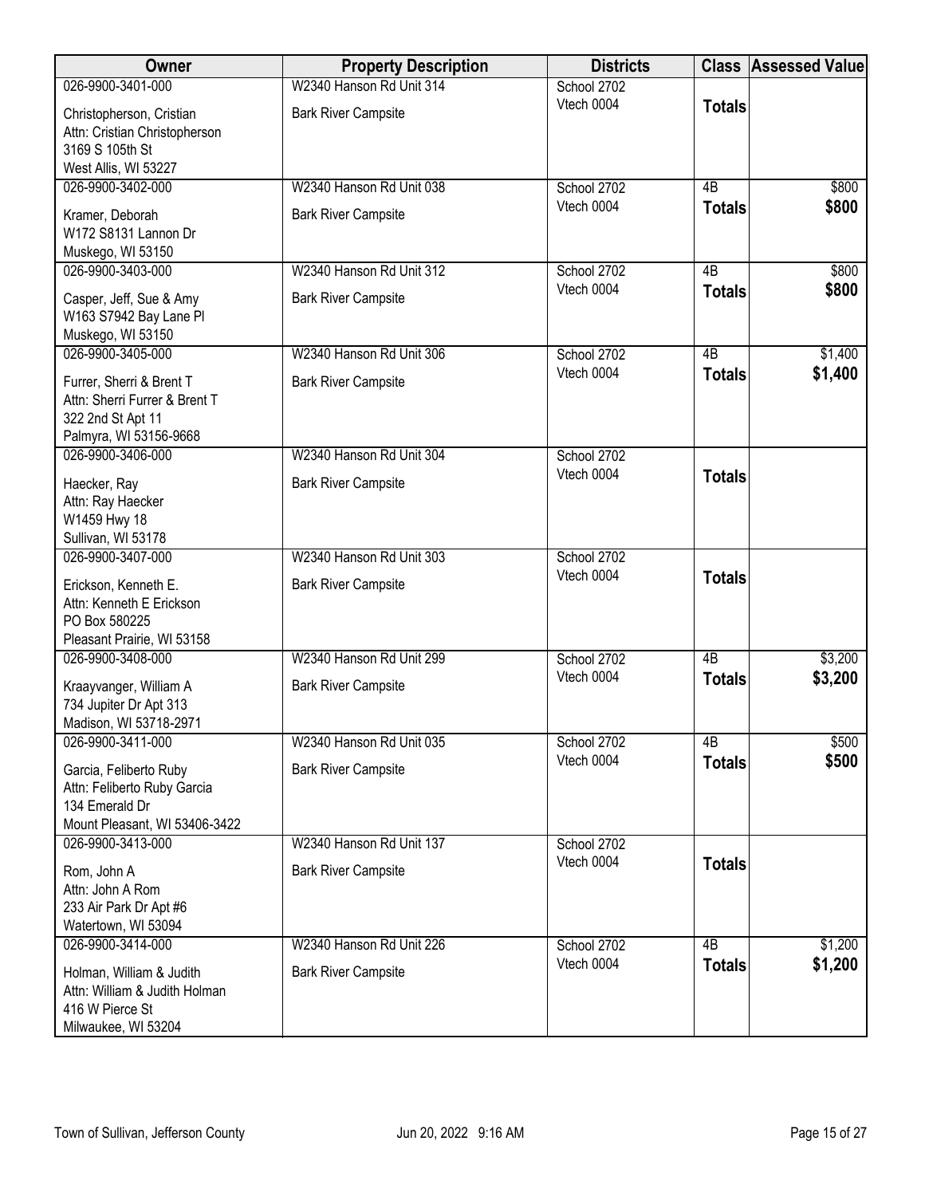| Owner | Property Description | Districts | Class | Assessed Value |
|---|---|---|---|---|
| 026-9900-3401-000<br>Christopherson, Cristian<br>Attn: Cristian Christopherson<br>3169 S 105th St<br>West Allis, WI 53227 | W2340 Hanson Rd Unit 314<br>Bark River Campsite | School 2702<br>Vtech 0004 | **Totals** | |
| 026-9900-3402-000<br>Kramer, Deborah<br>W172 S8131 Lannon Dr<br>Muskego, WI 53150 | W2340 Hanson Rd Unit 038<br>Bark River Campsite | School 2702<br>Vtech 0004 | 4B<br>**Totals** | $800<br>**$800** |
| 026-9900-3403-000<br>Casper, Jeff, Sue & Amy<br>W163 S7942 Bay Lane Pl<br>Muskego, WI 53150 | W2340 Hanson Rd Unit 312<br>Bark River Campsite | School 2702<br>Vtech 0004 | 4B<br>**Totals** | $800<br>**$800** |
| 026-9900-3405-000<br>Furrer, Sherri & Brent T<br>Attn: Sherri Furrer & Brent T<br>322 2nd St Apt 11<br>Palmyra, WI 53156-9668 | W2340 Hanson Rd Unit 306<br>Bark River Campsite | School 2702<br>Vtech 0004 | 4B<br>**Totals** | $1,400<br>**$1,400** |
| 026-9900-3406-000<br>Haecker, Ray<br>Attn: Ray Haecker<br>W1459 Hwy 18<br>Sullivan, WI 53178 | W2340 Hanson Rd Unit 304<br>Bark River Campsite | School 2702<br>Vtech 0004 | **Totals** | |
| 026-9900-3407-000<br>Erickson, Kenneth E.<br>Attn: Kenneth E Erickson<br>PO Box 580225<br>Pleasant Prairie, WI 53158 | W2340 Hanson Rd Unit 303<br>Bark River Campsite | School 2702<br>Vtech 0004 | **Totals** | |
| 026-9900-3408-000<br>Kraayvanger, William A<br>734 Jupiter Dr Apt 313<br>Madison, WI 53718-2971 | W2340 Hanson Rd Unit 299<br>Bark River Campsite | School 2702<br>Vtech 0004 | 4B<br>**Totals** | $3,200<br>**$3,200** |
| 026-9900-3411-000<br>Garcia, Feliberto Ruby<br>Attn: Feliberto Ruby Garcia<br>134 Emerald Dr<br>Mount Pleasant, WI 53406-3422 | W2340 Hanson Rd Unit 035<br>Bark River Campsite | School 2702<br>Vtech 0004 | 4B<br>**Totals** | $500<br>**$500** |
| 026-9900-3413-000<br>Rom, John A<br>Attn: John A Rom<br>233 Air Park Dr Apt #6<br>Watertown, WI 53094 | W2340 Hanson Rd Unit 137<br>Bark River Campsite | School 2702<br>Vtech 0004 | **Totals** | |
| 026-9900-3414-000<br>Holman, William & Judith<br>Attn: William & Judith Holman<br>416 W Pierce St<br>Milwaukee, WI 53204 | W2340 Hanson Rd Unit 226<br>Bark River Campsite | School 2702<br>Vtech 0004 | 4B<br>**Totals** | $1,200<br>**$1,200** |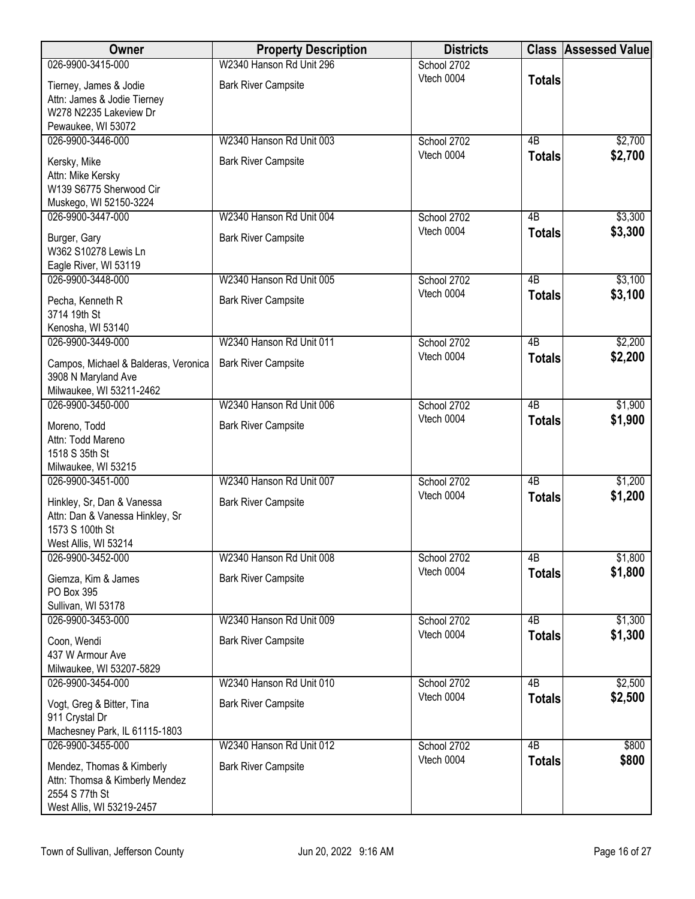| Owner | Property Description | Districts | Class | Assessed Value |
|---|---|---|---|---|
| 026-9900-3415-000<br>Tierney, James & Jodie<br>Attn: James & Jodie Tierney<br>W278 N2235 Lakeview Dr<br>Pewaukee, WI 53072 | W2340 Hanson Rd Unit 296<br>Bark River Campsite | School 2702<br>Vtech 0004 | **Totals** | |
| 026-9900-3446-000<br>Kersky, Mike<br>Attn: Mike Kersky<br>W139 S6775 Sherwood Cir<br>Muskego, WI 52150-3224 | W2340 Hanson Rd Unit 003<br>Bark River Campsite | School 2702<br>Vtech 0004 | 4B<br>**Totals** | $2,700<br>**$2,700** |
| 026-9900-3447-000<br>Burger, Gary<br>W362 S10278 Lewis Ln<br>Eagle River, WI 53119 | W2340 Hanson Rd Unit 004<br>Bark River Campsite | School 2702<br>Vtech 0004 | 4B<br>**Totals** | $3,300<br>**$3,300** |
| 026-9900-3448-000<br>Pecha, Kenneth R<br>3714 19th St<br>Kenosha, WI 53140 | W2340 Hanson Rd Unit 005<br>Bark River Campsite | School 2702<br>Vtech 0004 | 4B<br>**Totals** | $3,100<br>**$3,100** |
| 026-9900-3449-000<br>Campos, Michael & Balderas, Veronica<br>3908 N Maryland Ave<br>Milwaukee, WI 53211-2462 | W2340 Hanson Rd Unit 011<br>Bark River Campsite | School 2702<br>Vtech 0004 | 4B<br>**Totals** | $2,200<br>**$2,200** |
| 026-9900-3450-000<br>Moreno, Todd<br>Attn: Todd Mareno<br>1518 S 35th St<br>Milwaukee, WI 53215 | W2340 Hanson Rd Unit 006<br>Bark River Campsite | School 2702<br>Vtech 0004 | 4B<br>**Totals** | $1,900<br>**$1,900** |
| 026-9900-3451-000<br>Hinkley, Sr, Dan & Vanessa<br>Attn: Dan & Vanessa Hinkley, Sr<br>1573 S 100th St<br>West Allis, WI 53214 | W2340 Hanson Rd Unit 007<br>Bark River Campsite | School 2702<br>Vtech 0004 | 4B<br>**Totals** | $1,200<br>**$1,200** |
| 026-9900-3452-000<br>Giemza, Kim & James<br>PO Box 395<br>Sullivan, WI 53178 | W2340 Hanson Rd Unit 008<br>Bark River Campsite | School 2702<br>Vtech 0004 | 4B<br>**Totals** | $1,800<br>**$1,800** |
| 026-9900-3453-000<br>Coon, Wendi<br>437 W Armour Ave<br>Milwaukee, WI 53207-5829 | W2340 Hanson Rd Unit 009<br>Bark River Campsite | School 2702<br>Vtech 0004 | 4B<br>**Totals** | $1,300<br>**$1,300** |
| 026-9900-3454-000<br>Vogt, Greg & Bitter, Tina<br>911 Crystal Dr<br>Machesney Park, IL 61115-1803 | W2340 Hanson Rd Unit 010<br>Bark River Campsite | School 2702<br>Vtech 0004 | 4B<br>**Totals** | $2,500<br>**$2,500** |
| 026-9900-3455-000<br>Mendez, Thomas & Kimberly<br>Attn: Thomsa & Kimberly Mendez<br>2554 S 77th St<br>West Allis, WI 53219-2457 | W2340 Hanson Rd Unit 012<br>Bark River Campsite | School 2702<br>Vtech 0004 | 4B<br>**Totals** | $800<br>**$800** |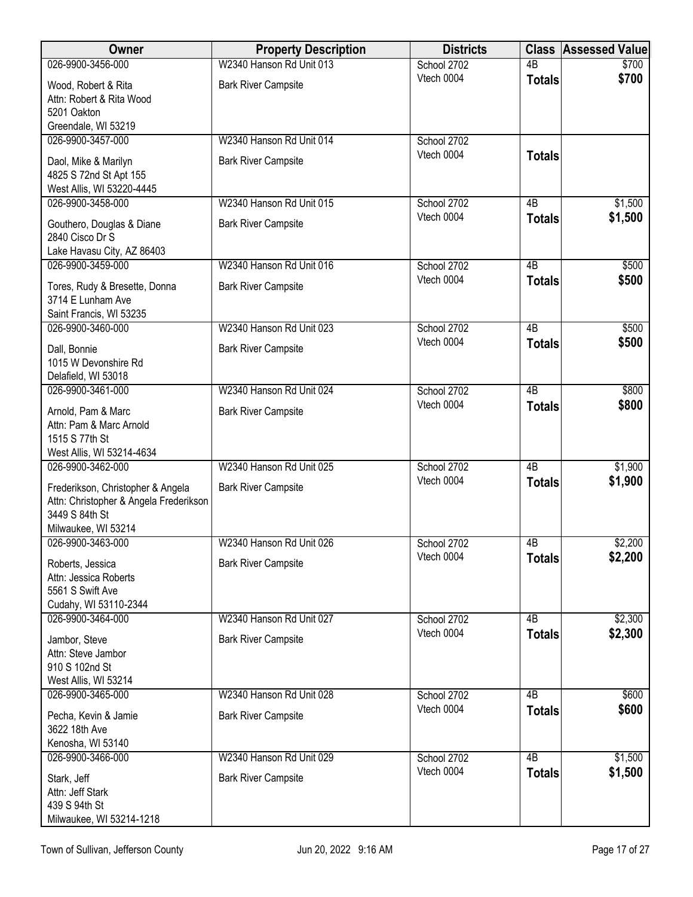| Owner | Property Description | Districts | Class | Assessed Value |
|---|---|---|---|---|
| 026-9900-3456-000<br>Wood, Robert & Rita<br>Attn: Robert & Rita Wood<br>5201 Oakton<br>Greendale, WI 53219 | W2340 Hanson Rd Unit 013<br>Bark River Campsite | School 2702<br>Vtech 0004 | 4B<br>**Totals** | $700<br>**$700** |
| 026-9900-3457-000<br>Daol, Mike & Marilyn<br>4825 S 72nd St Apt 155<br>West Allis, WI 53220-4445 | W2340 Hanson Rd Unit 014<br>Bark River Campsite | School 2702<br>Vtech 0004 | **Totals** | |
| 026-9900-3458-000<br>Gouthero, Douglas & Diane<br>2840 Cisco Dr S<br>Lake Havasu City, AZ 86403 | W2340 Hanson Rd Unit 015<br>Bark River Campsite | School 2702<br>Vtech 0004 | 4B<br>**Totals** | $1,500<br>**$1,500** |
| 026-9900-3459-000<br>Tores, Rudy & Bresette, Donna<br>3714 E Lunham Ave<br>Saint Francis, WI 53235 | W2340 Hanson Rd Unit 016<br>Bark River Campsite | School 2702<br>Vtech 0004 | 4B<br>**Totals** | $500<br>**$500** |
| 026-9900-3460-000<br>Dall, Bonnie<br>1015 W Devonshire Rd<br>Delafield, WI 53018 | W2340 Hanson Rd Unit 023<br>Bark River Campsite | School 2702<br>Vtech 0004 | 4B<br>**Totals** | $500<br>**$500** |
| 026-9900-3461-000<br>Arnold, Pam & Marc<br>Attn: Pam & Marc Arnold<br>1515 S 77th St<br>West Allis, WI 53214-4634 | W2340 Hanson Rd Unit 024<br>Bark River Campsite | School 2702<br>Vtech 0004 | 4B<br>**Totals** | $800<br>**$800** |
| 026-9900-3462-000<br>Frederikson, Christopher & Angela<br>Attn: Christopher & Angela Frederikson<br>3449 S 84th St<br>Milwaukee, WI 53214 | W2340 Hanson Rd Unit 025<br>Bark River Campsite | School 2702<br>Vtech 0004 | 4B<br>**Totals** | $1,900<br>**$1,900** |
| 026-9900-3463-000<br>Roberts, Jessica<br>Attn: Jessica Roberts<br>5561 S Swift Ave<br>Cudahy, WI 53110-2344 | W2340 Hanson Rd Unit 026<br>Bark River Campsite | School 2702<br>Vtech 0004 | 4B<br>**Totals** | $2,200<br>**$2,200** |
| 026-9900-3464-000<br>Jambor, Steve<br>Attn: Steve Jambor<br>910 S 102nd St<br>West Allis, WI 53214 | W2340 Hanson Rd Unit 027<br>Bark River Campsite | School 2702<br>Vtech 0004 | 4B<br>**Totals** | $2,300<br>**$2,300** |
| 026-9900-3465-000<br>Pecha, Kevin & Jamie<br>3622 18th Ave<br>Kenosha, WI 53140 | W2340 Hanson Rd Unit 028<br>Bark River Campsite | School 2702<br>Vtech 0004 | 4B<br>**Totals** | $600<br>**$600** |
| 026-9900-3466-000<br>Stark, Jeff<br>Attn: Jeff Stark<br>439 S 94th St<br>Milwaukee, WI 53214-1218 | W2340 Hanson Rd Unit 029<br>Bark River Campsite | School 2702<br>Vtech 0004 | 4B<br>**Totals** | $1,500<br>**$1,500** |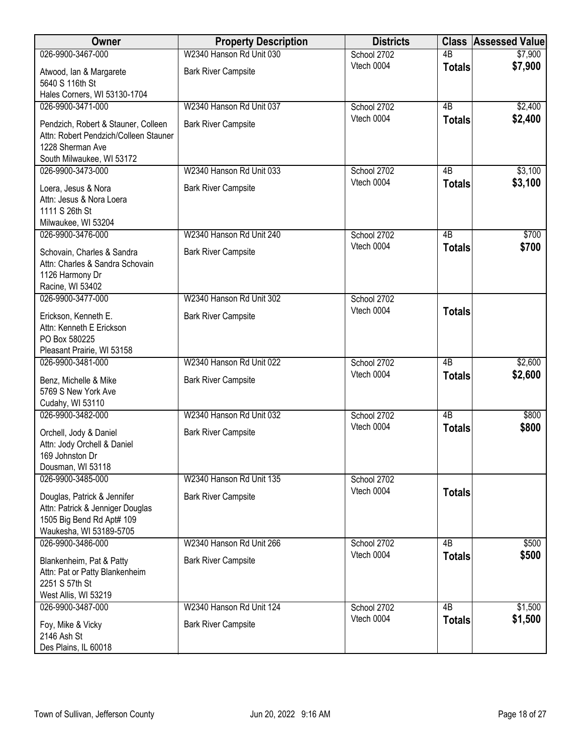| Owner | Property Description | Districts | Class | Assessed Value |
|---|---|---|---|---|
| 026-9900-3467-000<br>Atwood, Ian & Margarete<br>5640 S 116th St<br>Hales Corners, WI 53130-1704 | W2340 Hanson Rd Unit 030<br>Bark River Campsite | School 2702<br>Vtech 0004 | 4B<br>**Totals** | $7,900<br>**$7,900** |
| 026-9900-3471-000<br>Pendzich, Robert & Stauner, Colleen<br>Attn: Robert Pendzich/Colleen Stauner<br>1228 Sherman Ave<br>South Milwaukee, WI 53172 | W2340 Hanson Rd Unit 037<br>Bark River Campsite | School 2702<br>Vtech 0004 | 4B<br>**Totals** | $2,400<br>**$2,400** |
| 026-9900-3473-000<br>Loera, Jesus & Nora<br>Attn: Jesus & Nora Loera<br>1111 S 26th St<br>Milwaukee, WI 53204 | W2340 Hanson Rd Unit 033<br>Bark River Campsite | School 2702<br>Vtech 0004 | 4B<br>**Totals** | $3,100<br>**$3,100** |
| 026-9900-3476-000<br>Schovain, Charles & Sandra<br>Attn: Charles & Sandra Schovain<br>1126 Harmony Dr<br>Racine, WI 53402 | W2340 Hanson Rd Unit 240<br>Bark River Campsite | School 2702<br>Vtech 0004 | 4B<br>**Totals** | $700<br>**$700** |
| 026-9900-3477-000<br>Erickson, Kenneth E.<br>Attn: Kenneth E Erickson<br>PO Box 580225<br>Pleasant Prairie, WI 53158 | W2340 Hanson Rd Unit 302<br>Bark River Campsite | School 2702<br>Vtech 0004 | **Totals** | |
| 026-9900-3481-000<br>Benz, Michelle & Mike<br>5769 S New York Ave<br>Cudahy, WI 53110 | W2340 Hanson Rd Unit 022<br>Bark River Campsite | School 2702<br>Vtech 0004 | 4B<br>**Totals** | $2,600<br>**$2,600** |
| 026-9900-3482-000<br>Orchell, Jody & Daniel<br>Attn: Jody Orchell & Daniel<br>169 Johnston Dr<br>Dousman, WI 53118 | W2340 Hanson Rd Unit 032<br>Bark River Campsite | School 2702<br>Vtech 0004 | 4B<br>**Totals** | $800<br>**$800** |
| 026-9900-3485-000<br>Douglas, Patrick & Jennifer<br>Attn: Patrick & Jenniger Douglas<br>1505 Big Bend Rd Apt# 109<br>Waukesha, WI 53189-5705 | W2340 Hanson Rd Unit 135<br>Bark River Campsite | School 2702<br>Vtech 0004 | **Totals** | |
| 026-9900-3486-000<br>Blankenheim, Pat & Patty<br>Attn: Pat or Patty Blankenheim<br>2251 S 57th St<br>West Allis, WI 53219 | W2340 Hanson Rd Unit 266<br>Bark River Campsite | School 2702<br>Vtech 0004 | 4B<br>**Totals** | $500<br>**$500** |
| 026-9900-3487-000<br>Foy, Mike & Vicky<br>2146 Ash St<br>Des Plains, IL 60018 | W2340 Hanson Rd Unit 124<br>Bark River Campsite | School 2702<br>Vtech 0004 | 4B<br>**Totals** | $1,500<br>**$1,500** |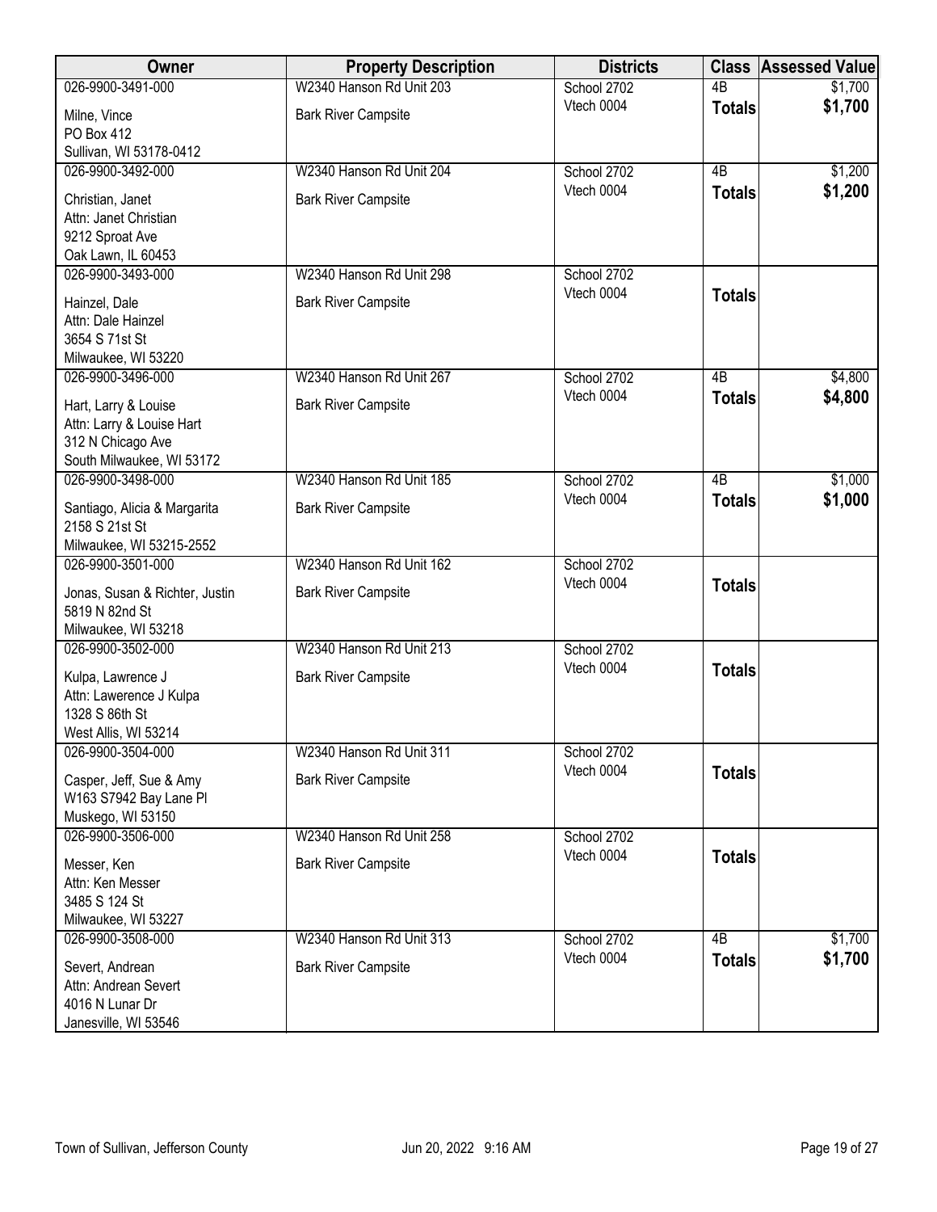| Owner | Property Description | Districts | Class | Assessed Value |
|---|---|---|---|---|
| 026-9900-3491-000<br>Milne, Vince<br>PO Box 412<br>Sullivan, WI 53178-0412 | W2340 Hanson Rd Unit 203<br>Bark River Campsite | School 2702<br>Vtech 0004 | 4B<br>**Totals** | $1,700<br>**$1,700** |
| 026-9900-3492-000<br>Christian, Janet<br>Attn: Janet Christian<br>9212 Sproat Ave<br>Oak Lawn, IL 60453 | W2340 Hanson Rd Unit 204<br>Bark River Campsite | School 2702<br>Vtech 0004 | 4B<br>**Totals** | $1,200<br>**$1,200** |
| 026-9900-3493-000<br>Hainzel, Dale<br>Attn: Dale Hainzel<br>3654 S 71st St<br>Milwaukee, WI 53220 | W2340 Hanson Rd Unit 298<br>Bark River Campsite | School 2702<br>Vtech 0004 | **Totals** | |
| 026-9900-3496-000<br>Hart, Larry & Louise<br>Attn: Larry & Louise Hart<br>312 N Chicago Ave<br>South Milwaukee, WI 53172 | W2340 Hanson Rd Unit 267<br>Bark River Campsite | School 2702<br>Vtech 0004 | 4B<br>**Totals** | $4,800<br>**$4,800** |
| 026-9900-3498-000<br>Santiago, Alicia & Margarita<br>2158 S 21st St<br>Milwaukee, WI 53215-2552 | W2340 Hanson Rd Unit 185<br>Bark River Campsite | School 2702<br>Vtech 0004 | 4B<br>**Totals** | $1,000<br>**$1,000** |
| 026-9900-3501-000<br>Jonas, Susan & Richter, Justin<br>5819 N 82nd St<br>Milwaukee, WI 53218 | W2340 Hanson Rd Unit 162<br>Bark River Campsite | School 2702<br>Vtech 0004 | **Totals** | |
| 026-9900-3502-000<br>Kulpa, Lawrence J<br>Attn: Lawerence J Kulpa<br>1328 S 86th St<br>West Allis, WI 53214 | W2340 Hanson Rd Unit 213<br>Bark River Campsite | School 2702<br>Vtech 0004 | **Totals** | |
| 026-9900-3504-000<br>Casper, Jeff, Sue & Amy<br>W163 S7942 Bay Lane Pl<br>Muskego, WI 53150 | W2340 Hanson Rd Unit 311<br>Bark River Campsite | School 2702<br>Vtech 0004 | **Totals** | |
| 026-9900-3506-000<br>Messer, Ken<br>Attn: Ken Messer<br>3485 S 124 St<br>Milwaukee, WI 53227 | W2340 Hanson Rd Unit 258<br>Bark River Campsite | School 2702<br>Vtech 0004 | **Totals** | |
| 026-9900-3508-000<br>Severt, Andrean<br>Attn: Andrean Severt<br>4016 N Lunar Dr<br>Janesville, WI 53546 | W2340 Hanson Rd Unit 313<br>Bark River Campsite | School 2702<br>Vtech 0004 | 4B<br>**Totals** | $1,700<br>**$1,700** |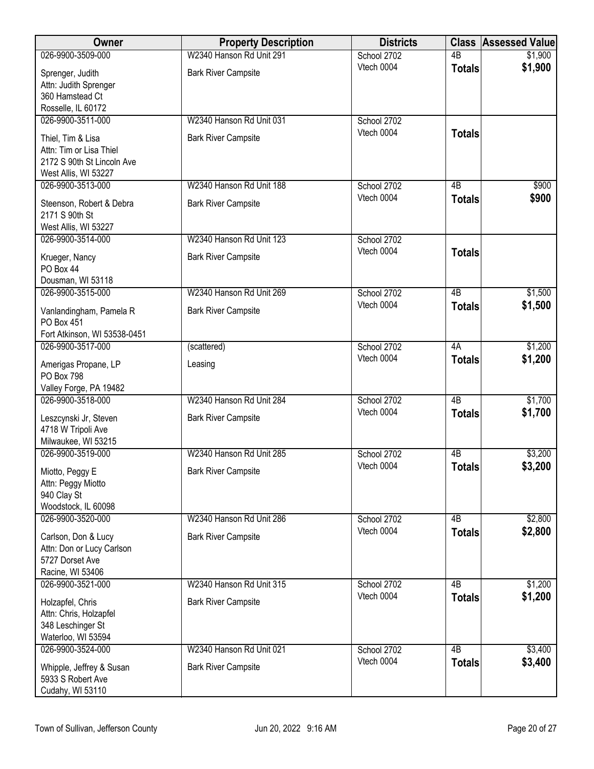| Owner | Property Description | Districts | Class | Assessed Value |
|---|---|---|---|---|
| 026-9900-3509-000<br>Sprenger, Judith<br>Attn: Judith Sprenger<br>360 Hamstead Ct<br>Rosselle, IL 60172 | W2340 Hanson Rd Unit 291<br>Bark River Campsite | School 2702<br>Vtech 0004 | 4B<br>**Totals** | $1,900<br>**$1,900** |
| 026-9900-3511-000<br>Thiel, Tim & Lisa<br>Attn: Tim or Lisa Thiel<br>2172 S 90th St Lincoln Ave<br>West Allis, WI 53227 | W2340 Hanson Rd Unit 031<br>Bark River Campsite | School 2702<br>Vtech 0004 | **Totals** | |
| 026-9900-3513-000<br>Steenson, Robert & Debra<br>2171 S 90th St<br>West Allis, WI 53227 | W2340 Hanson Rd Unit 188<br>Bark River Campsite | School 2702<br>Vtech 0004 | 4B<br>**Totals** | $900<br>**$900** |
| 026-9900-3514-000<br>Krueger, Nancy<br>PO Box 44<br>Dousman, WI 53118 | W2340 Hanson Rd Unit 123<br>Bark River Campsite | School 2702<br>Vtech 0004 | **Totals** | |
| 026-9900-3515-000<br>Vanlandingham, Pamela R<br>PO Box 451<br>Fort Atkinson, WI 53538-0451 | W2340 Hanson Rd Unit 269<br>Bark River Campsite | School 2702<br>Vtech 0004 | 4B<br>**Totals** | $1,500<br>**$1,500** |
| 026-9900-3517-000<br>Amerigas Propane, LP<br>PO Box 798<br>Valley Forge, PA 19482 | (scattered)<br>Leasing | School 2702<br>Vtech 0004 | 4A<br>**Totals** | $1,200<br>**$1,200** |
| 026-9900-3518-000<br>Leszcynski Jr, Steven<br>4718 W Tripoli Ave<br>Milwaukee, WI 53215 | W2340 Hanson Rd Unit 284<br>Bark River Campsite | School 2702<br>Vtech 0004 | 4B<br>**Totals** | $1,700<br>**$1,700** |
| 026-9900-3519-000<br>Miotto, Peggy E<br>Attn: Peggy Miotto<br>940 Clay St<br>Woodstock, IL 60098 | W2340 Hanson Rd Unit 285<br>Bark River Campsite | School 2702<br>Vtech 0004 | 4B<br>**Totals** | $3,200<br>**$3,200** |
| 026-9900-3520-000<br>Carlson, Don & Lucy<br>Attn: Don or Lucy Carlson<br>5727 Dorset Ave<br>Racine, WI 53406 | W2340 Hanson Rd Unit 286<br>Bark River Campsite | School 2702<br>Vtech 0004 | 4B<br>**Totals** | $2,800<br>**$2,800** |
| 026-9900-3521-000<br>Holzapfel, Chris<br>Attn: Chris, Holzapfel<br>348 Leschinger St<br>Waterloo, WI 53594 | W2340 Hanson Rd Unit 315<br>Bark River Campsite | School 2702<br>Vtech 0004 | 4B<br>**Totals** | $1,200<br>**$1,200** |
| 026-9900-3524-000<br>Whipple, Jeffrey & Susan<br>5933 S Robert Ave<br>Cudahy, WI 53110 | W2340 Hanson Rd Unit 021<br>Bark River Campsite | School 2702<br>Vtech 0004 | 4B<br>**Totals** | $3,400<br>**$3,400** |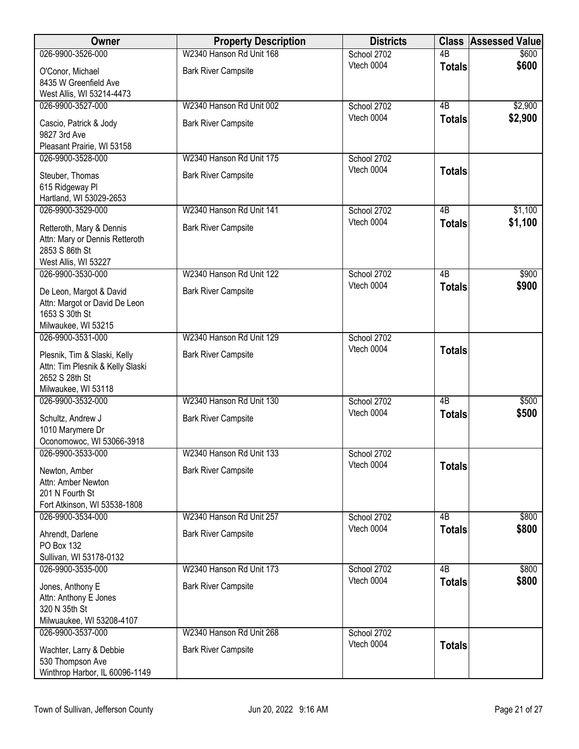| Owner | Property Description | Districts | Class | Assessed Value |
|---|---|---|---|---|
| 026-9900-3526-000<br>O'Conor, Michael<br>8435 W Greenfield Ave<br>West Allis, WI 53214-4473 | W2340 Hanson Rd Unit 168<br>Bark River Campsite | School 2702<br>Vtech 0004 | 4B<br>**Totals** | $600<br>**$600** |
| 026-9900-3527-000<br>Cascio, Patrick & Jody<br>9827 3rd Ave<br>Pleasant Prairie, WI 53158 | W2340 Hanson Rd Unit 002<br>Bark River Campsite | School 2702<br>Vtech 0004 | 4B<br>**Totals** | $2,900<br>**$2,900** |
| 026-9900-3528-000<br>Steuber, Thomas<br>615 Ridgeway Pl<br>Hartland, WI 53029-2653 | W2340 Hanson Rd Unit 175<br>Bark River Campsite | School 2702<br>Vtech 0004 | **Totals** | |
| 026-9900-3529-000<br>Retteroth, Mary & Dennis<br>Attn: Mary or Dennis Retteroth<br>2853 S 86th St<br>West Allis, WI 53227 | W2340 Hanson Rd Unit 141<br>Bark River Campsite | School 2702<br>Vtech 0004 | 4B<br>**Totals** | $1,100<br>**$1,100** |
| 026-9900-3530-000<br>De Leon, Margot & David<br>Attn: Margot or David De Leon<br>1653 S 30th St<br>Milwaukee, WI 53215 | W2340 Hanson Rd Unit 122<br>Bark River Campsite | School 2702<br>Vtech 0004 | 4B<br>**Totals** | $900<br>**$900** |
| 026-9900-3531-000<br>Plesnik, Tim & Slaski, Kelly<br>Attn: Tim Plesnik & Kelly Slaski<br>2652 S 28th St<br>Milwaukee, WI 53118 | W2340 Hanson Rd Unit 129<br>Bark River Campsite | School 2702<br>Vtech 0004 | **Totals** | |
| 026-9900-3532-000<br>Schultz, Andrew J<br>1010 Marymere Dr<br>Oconomowoc, WI 53066-3918 | W2340 Hanson Rd Unit 130<br>Bark River Campsite | School 2702<br>Vtech 0004 | 4B<br>**Totals** | $500<br>**$500** |
| 026-9900-3533-000<br>Newton, Amber<br>Attn: Amber Newton<br>201 N Fourth St<br>Fort Atkinson, WI 53538-1808 | W2340 Hanson Rd Unit 133<br>Bark River Campsite | School 2702<br>Vtech 0004 | **Totals** | |
| 026-9900-3534-000<br>Ahrendt, Darlene<br>PO Box 132<br>Sullivan, WI 53178-0132 | W2340 Hanson Rd Unit 257<br>Bark River Campsite | School 2702<br>Vtech 0004 | 4B<br>**Totals** | $800<br>**$800** |
| 026-9900-3535-000<br>Jones, Anthony E<br>Attn: Anthony E Jones<br>320 N 35th St<br>Milwuaukee, WI 53208-4107 | W2340 Hanson Rd Unit 173<br>Bark River Campsite | School 2702<br>Vtech 0004 | 4B<br>**Totals** | $800<br>**$800** |
| 026-9900-3537-000<br>Wachter, Larry & Debbie<br>530 Thompson Ave<br>Winthrop Harbor, IL 60096-1149 | W2340 Hanson Rd Unit 268<br>Bark River Campsite | School 2702<br>Vtech 0004 | **Totals** | |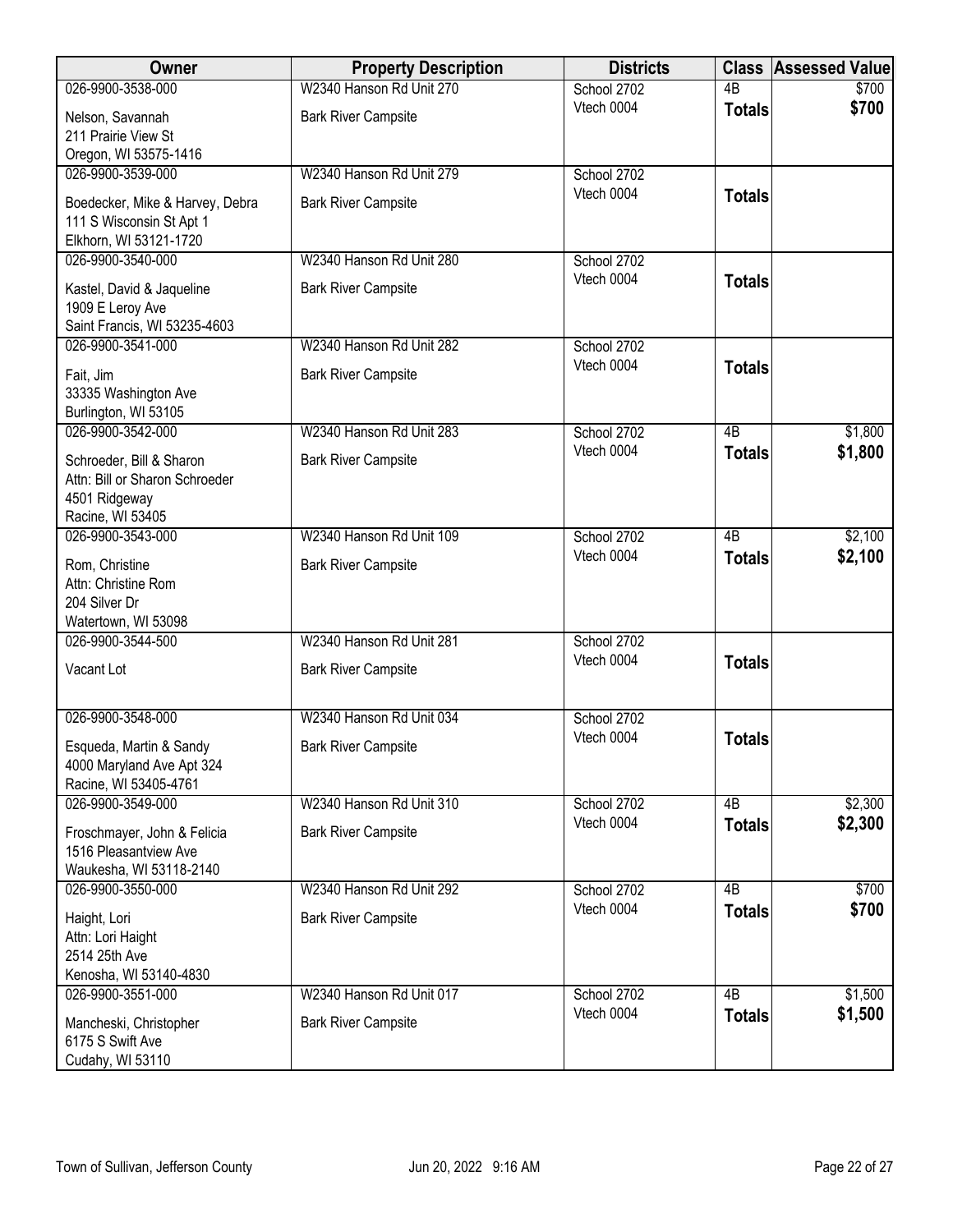| Owner | Property Description | Districts | Class | Assessed Value |
|---|---|---|---|---|
| 026-9900-3538-000<br>Nelson, Savannah<br>211 Prairie View St<br>Oregon, WI 53575-1416 | W2340 Hanson Rd Unit 270<br>Bark River Campsite | School 2702<br>Vtech 0004 | 4B<br>**Totals** | $700<br>**$700** |
| 026-9900-3539-000<br>Boedecker, Mike & Harvey, Debra<br>111 S Wisconsin St Apt 1<br>Elkhorn, WI 53121-1720 | W2340 Hanson Rd Unit 279<br>Bark River Campsite | School 2702<br>Vtech 0004 | **Totals** | |
| 026-9900-3540-000<br>Kastel, David & Jaqueline<br>1909 E Leroy Ave<br>Saint Francis, WI 53235-4603 | W2340 Hanson Rd Unit 280<br>Bark River Campsite | School 2702<br>Vtech 0004 | **Totals** | |
| 026-9900-3541-000<br>Fait, Jim<br>33335 Washington Ave<br>Burlington, WI 53105 | W2340 Hanson Rd Unit 282<br>Bark River Campsite | School 2702<br>Vtech 0004 | **Totals** | |
| 026-9900-3542-000<br>Schroeder, Bill & Sharon<br>Attn: Bill or Sharon Schroeder<br>4501 Ridgeway<br>Racine, WI 53405 | W2340 Hanson Rd Unit 283<br>Bark River Campsite | School 2702<br>Vtech 0004 | 4B<br>**Totals** | $1,800<br>**$1,800** |
| 026-9900-3543-000<br>Rom, Christine<br>Attn: Christine Rom<br>204 Silver Dr<br>Watertown, WI 53098 | W2340 Hanson Rd Unit 109<br>Bark River Campsite | School 2702<br>Vtech 0004 | 4B<br>**Totals** | $2,100<br>**$2,100** |
| 026-9900-3544-500<br>Vacant Lot | W2340 Hanson Rd Unit 281<br>Bark River Campsite | School 2702<br>Vtech 0004 | **Totals** | |
| 026-9900-3548-000<br>Esqueda, Martin & Sandy<br>4000 Maryland Ave Apt 324<br>Racine, WI 53405-4761 | W2340 Hanson Rd Unit 034<br>Bark River Campsite | School 2702<br>Vtech 0004 | **Totals** | |
| 026-9900-3549-000<br>Froschmayer, John & Felicia<br>1516 Pleasantview Ave<br>Waukesha, WI 53118-2140 | W2340 Hanson Rd Unit 310<br>Bark River Campsite | School 2702<br>Vtech 0004 | 4B<br>**Totals** | $2,300<br>**$2,300** |
| 026-9900-3550-000<br>Haight, Lori<br>Attn: Lori Haight<br>2514 25th Ave<br>Kenosha, WI 53140-4830 | W2340 Hanson Rd Unit 292<br>Bark River Campsite | School 2702<br>Vtech 0004 | 4B<br>**Totals** | $700<br>**$700** |
| 026-9900-3551-000<br>Mancheski, Christopher<br>6175 S Swift Ave<br>Cudahy, WI 53110 | W2340 Hanson Rd Unit 017<br>Bark River Campsite | School 2702<br>Vtech 0004 | 4B<br>**Totals** | $1,500<br>**$1,500** |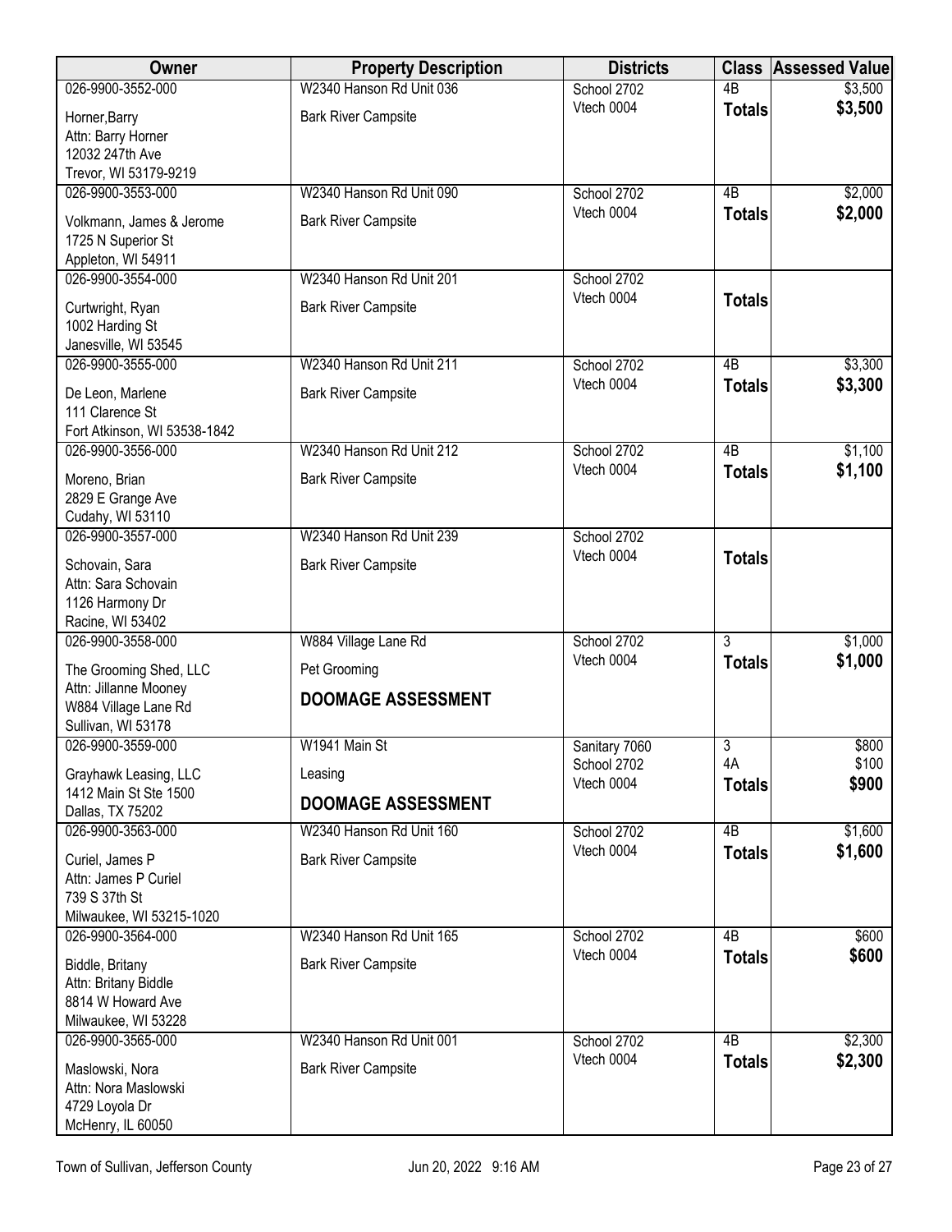| Owner | Property Description | Districts | Class | Assessed Value |
|---|---|---|---|---|
| 026-9900-3552-000<br>Horner,Barry<br>Attn: Barry Horner<br>12032 247th Ave<br>Trevor, WI 53179-9219 | W2340 Hanson Rd Unit 036<br>Bark River Campsite | School 2702<br>Vtech 0004 | 4B<br>**Totals** | \$3,500<br>**\$3,500** |
| 026-9900-3553-000<br>Volkmann, James & Jerome<br>1725 N Superior St<br>Appleton, WI 54911 | W2340 Hanson Rd Unit 090<br>Bark River Campsite | School 2702<br>Vtech 0004 | 4B<br>**Totals** | \$2,000<br>**\$2,000** |
| 026-9900-3554-000<br>Curtwright, Ryan<br>1002 Harding St<br>Janesville, WI 53545 | W2340 Hanson Rd Unit 201<br>Bark River Campsite | School 2702<br>Vtech 0004 | **Totals** | |
| 026-9900-3555-000<br>De Leon, Marlene<br>111 Clarence St<br>Fort Atkinson, WI 53538-1842 | W2340 Hanson Rd Unit 211<br>Bark River Campsite | School 2702<br>Vtech 0004 | 4B<br>**Totals** | \$3,300<br>**\$3,300** |
| 026-9900-3556-000<br>Moreno, Brian<br>2829 E Grange Ave<br>Cudahy, WI 53110 | W2340 Hanson Rd Unit 212<br>Bark River Campsite | School 2702<br>Vtech 0004 | 4B<br>**Totals** | \$1,100<br>**\$1,100** |
| 026-9900-3557-000<br>Schovain, Sara<br>Attn: Sara Schovain<br>1126 Harmony Dr<br>Racine, WI 53402 | W2340 Hanson Rd Unit 239<br>Bark River Campsite | School 2702<br>Vtech 0004 | **Totals** | |
| 026-9900-3558-000<br>The Grooming Shed, LLC<br>Attn: Jillanne Mooney<br>W884 Village Lane Rd<br>Sullivan, WI 53178 | W884 Village Lane Rd<br>Pet Grooming<br>**DOOMAGE ASSESSMENT** | School 2702<br>Vtech 0004 | 3<br>**Totals** | \$1,000<br>**\$1,000** |
| 026-9900-3559-000<br>Grayhawk Leasing, LLC<br>1412 Main St Ste 1500<br>Dallas, TX 75202 | W1941 Main St<br>Leasing<br>**DOOMAGE ASSESSMENT** | Sanitary 7060<br>School 2702<br>Vtech 0004 | 3<br>4A<br>**Totals** | \$800<br>\$100<br>**\$900** |
| 026-9900-3563-000<br>Curiel, James P<br>Attn: James P Curiel<br>739 S 37th St<br>Milwaukee, WI 53215-1020 | W2340 Hanson Rd Unit 160<br>Bark River Campsite | School 2702<br>Vtech 0004 | 4B<br>**Totals** | \$1,600<br>**\$1,600** |
| 026-9900-3564-000<br>Biddle, Britany<br>Attn: Britany Biddle<br>8814 W Howard Ave<br>Milwaukee, WI 53228 | W2340 Hanson Rd Unit 165<br>Bark River Campsite | School 2702<br>Vtech 0004 | 4B<br>**Totals** | \$600<br>**\$600** |
| 026-9900-3565-000<br>Maslowski, Nora<br>Attn: Nora Maslowski<br>4729 Loyola Dr<br>McHenry, IL 60050 | W2340 Hanson Rd Unit 001<br>Bark River Campsite | School 2702<br>Vtech 0004 | 4B<br>**Totals** | \$2,300<br>**\$2,300** |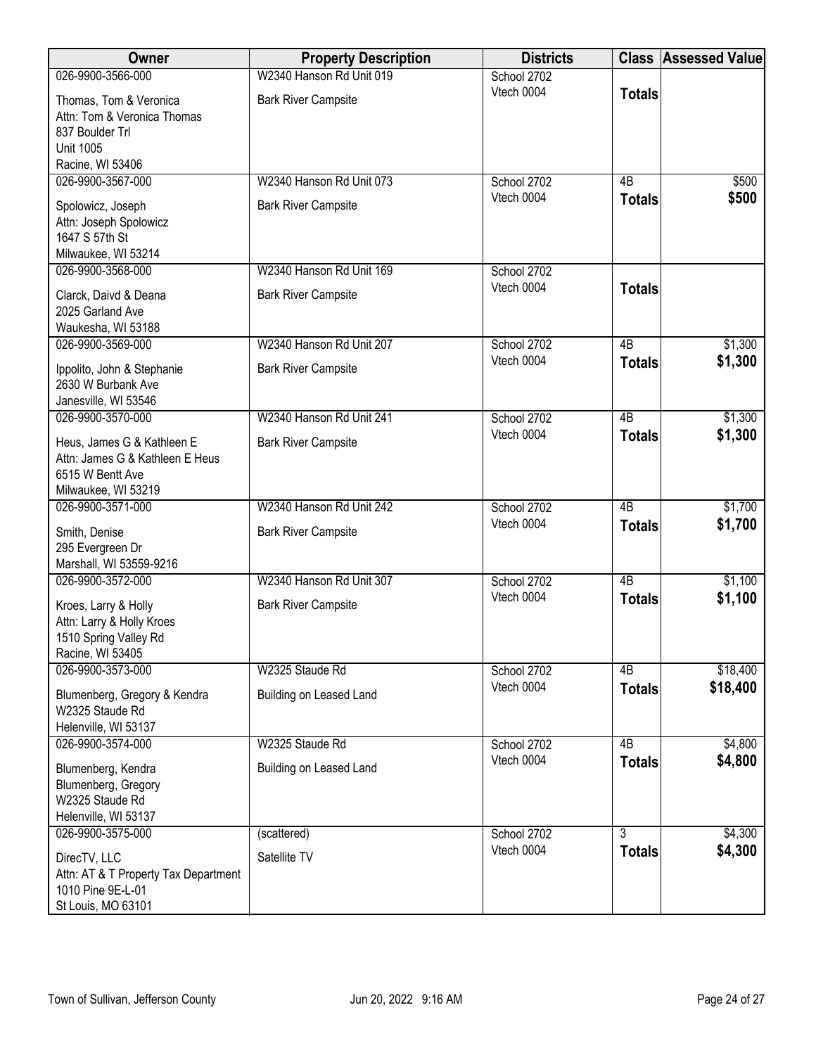| Owner | Property Description | Districts | Class | Assessed Value |
|---|---|---|---|---|
| 026-9900-3566-000<br>Thomas, Tom & Veronica<br>Attn: Tom & Veronica Thomas<br>837 Boulder Trl<br>Unit 1005<br>Racine, WI 53406 | W2340 Hanson Rd Unit 019<br>Bark River Campsite | School 2702<br>Vtech 0004 | **Totals** | |
| 026-9900-3567-000<br>Spolowicz, Joseph<br>Attn: Joseph Spolowicz<br>1647 S 57th St<br>Milwaukee, WI 53214 | W2340 Hanson Rd Unit 073<br>Bark River Campsite | School 2702<br>Vtech 0004 | 4B<br>**Totals** | $500<br>**$500** |
| 026-9900-3568-000<br>Clarck, Daivd & Deana<br>2025 Garland Ave<br>Waukesha, WI 53188 | W2340 Hanson Rd Unit 169<br>Bark River Campsite | School 2702<br>Vtech 0004 | **Totals** | |
| 026-9900-3569-000<br>Ippolito, John & Stephanie<br>2630 W Burbank Ave<br>Janesville, WI 53546 | W2340 Hanson Rd Unit 207<br>Bark River Campsite | School 2702<br>Vtech 0004 | 4B<br>**Totals** | $1,300<br>**$1,300** |
| 026-9900-3570-000<br>Heus, James G & Kathleen E<br>Attn: James G & Kathleen E Heus<br>6515 W Bentt Ave<br>Milwaukee, WI 53219 | W2340 Hanson Rd Unit 241<br>Bark River Campsite | School 2702<br>Vtech 0004 | 4B<br>**Totals** | $1,300<br>**$1,300** |
| 026-9900-3571-000<br>Smith, Denise<br>295 Evergreen Dr<br>Marshall, WI 53559-9216 | W2340 Hanson Rd Unit 242<br>Bark River Campsite | School 2702<br>Vtech 0004 | 4B<br>**Totals** | $1,700<br>**$1,700** |
| 026-9900-3572-000<br>Kroes, Larry & Holly<br>Attn: Larry & Holly Kroes<br>1510 Spring Valley Rd<br>Racine, WI 53405 | W2340 Hanson Rd Unit 307<br>Bark River Campsite | School 2702<br>Vtech 0004 | 4B<br>**Totals** | $1,100<br>**$1,100** |
| 026-9900-3573-000<br>Blumenberg, Gregory & Kendra<br>W2325 Staude Rd<br>Helenville, WI 53137 | W2325 Staude Rd<br>Building on Leased Land | School 2702<br>Vtech 0004 | 4B<br>**Totals** | $18,400<br>**$18,400** |
| 026-9900-3574-000<br>Blumenberg, Kendra<br>Blumenberg, Gregory<br>W2325 Staude Rd<br>Helenville, WI 53137 | W2325 Staude Rd<br>Building on Leased Land | School 2702<br>Vtech 0004 | 4B<br>**Totals** | $4,800<br>**$4,800** |
| 026-9900-3575-000<br>DirecTV, LLC<br>Attn: AT & T Property Tax Department<br>1010 Pine 9E-L-01<br>St Louis, MO 63101 | (scattered)<br>Satellite TV | School 2702<br>Vtech 0004 | 3<br>**Totals** | $4,300<br>**$4,300** |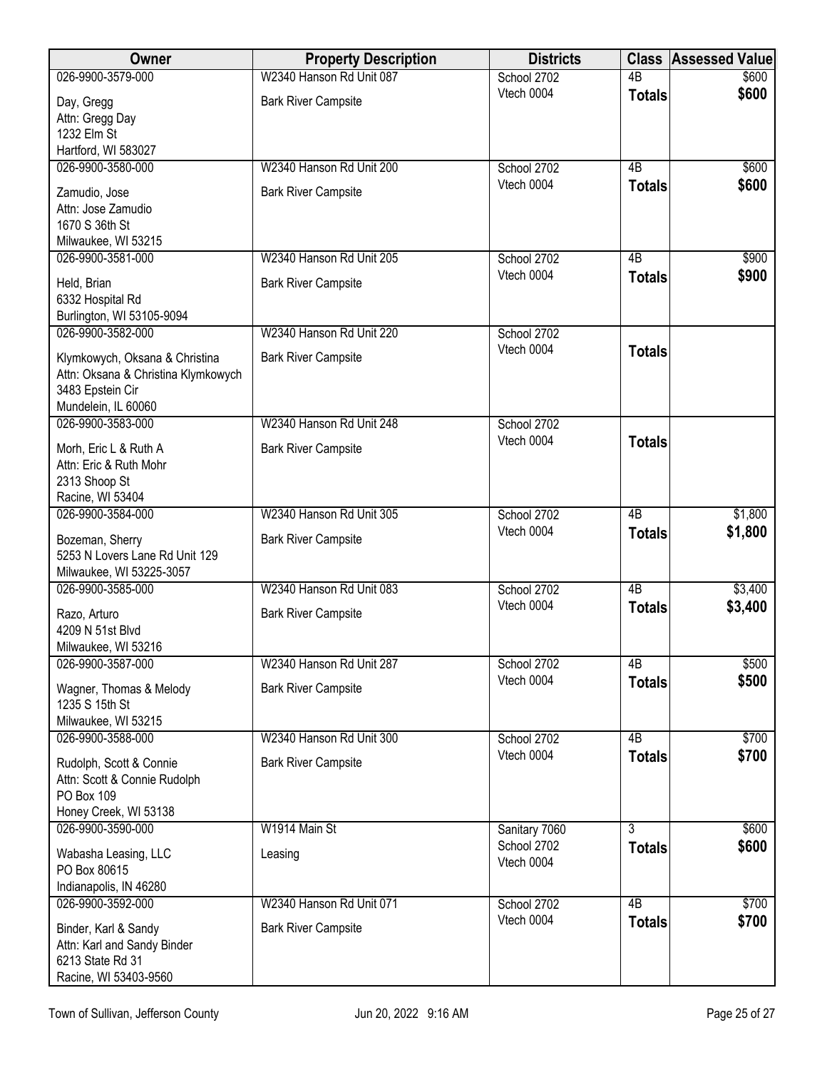| Owner | Property Description | Districts | Class | Assessed Value |
|---|---|---|---|---|
| 026-9900-3579-000<br>Day, Gregg<br>Attn: Gregg Day<br>1232 Elm St<br>Hartford, WI 583027 | W2340 Hanson Rd Unit 087<br>Bark River Campsite | School 2702<br>Vtech 0004 | 4B<br>**Totals** | $600<br>**$600** |
| 026-9900-3580-000<br>Zamudio, Jose<br>Attn: Jose Zamudio<br>1670 S 36th St<br>Milwaukee, WI 53215 | W2340 Hanson Rd Unit 200<br>Bark River Campsite | School 2702<br>Vtech 0004 | 4B<br>**Totals** | $600<br>**$600** |
| 026-9900-3581-000<br>Held, Brian<br>6332 Hospital Rd<br>Burlington, WI 53105-9094 | W2340 Hanson Rd Unit 205<br>Bark River Campsite | School 2702<br>Vtech 0004 | 4B<br>**Totals** | $900<br>**$900** |
| 026-9900-3582-000<br>Klymkowych, Oksana & Christina<br>Attn: Oksana & Christina Klymkowych<br>3483 Epstein Cir<br>Mundelein, IL 60060 | W2340 Hanson Rd Unit 220<br>Bark River Campsite | School 2702<br>Vtech 0004 | **Totals** | |
| 026-9900-3583-000<br>Morh, Eric L & Ruth A<br>Attn: Eric & Ruth Mohr<br>2313 Shoop St<br>Racine, WI 53404 | W2340 Hanson Rd Unit 248<br>Bark River Campsite | School 2702<br>Vtech 0004 | **Totals** | |
| 026-9900-3584-000<br>Bozeman, Sherry<br>5253 N Lovers Lane Rd Unit 129<br>Milwaukee, WI 53225-3057 | W2340 Hanson Rd Unit 305<br>Bark River Campsite | School 2702<br>Vtech 0004 | 4B<br>**Totals** | $1,800<br>**$1,800** |
| 026-9900-3585-000<br>Razo, Arturo<br>4209 N 51st Blvd<br>Milwaukee, WI 53216 | W2340 Hanson Rd Unit 083<br>Bark River Campsite | School 2702<br>Vtech 0004 | 4B<br>**Totals** | $3,400<br>**$3,400** |
| 026-9900-3587-000<br>Wagner, Thomas & Melody<br>1235 S 15th St<br>Milwaukee, WI 53215 | W2340 Hanson Rd Unit 287<br>Bark River Campsite | School 2702<br>Vtech 0004 | 4B<br>**Totals** | $500<br>**$500** |
| 026-9900-3588-000<br>Rudolph, Scott & Connie<br>Attn: Scott & Connie Rudolph<br>PO Box 109<br>Honey Creek, WI 53138 | W2340 Hanson Rd Unit 300<br>Bark River Campsite | School 2702<br>Vtech 0004 | 4B<br>**Totals** | $700<br>**$700** |
| 026-9900-3590-000<br>Wabasha Leasing, LLC<br>PO Box 80615<br>Indianapolis, IN 46280 | W1914 Main St<br>Leasing | Sanitary 7060<br>School 2702<br>Vtech 0004 | 3<br>**Totals** | $600<br>**$600** |
| 026-9900-3592-000<br>Binder, Karl & Sandy<br>Attn: Karl and Sandy Binder<br>6213 State Rd 31<br>Racine, WI 53403-9560 | W2340 Hanson Rd Unit 071<br>Bark River Campsite | School 2702<br>Vtech 0004 | 4B<br>**Totals** | $700<br>**$700** |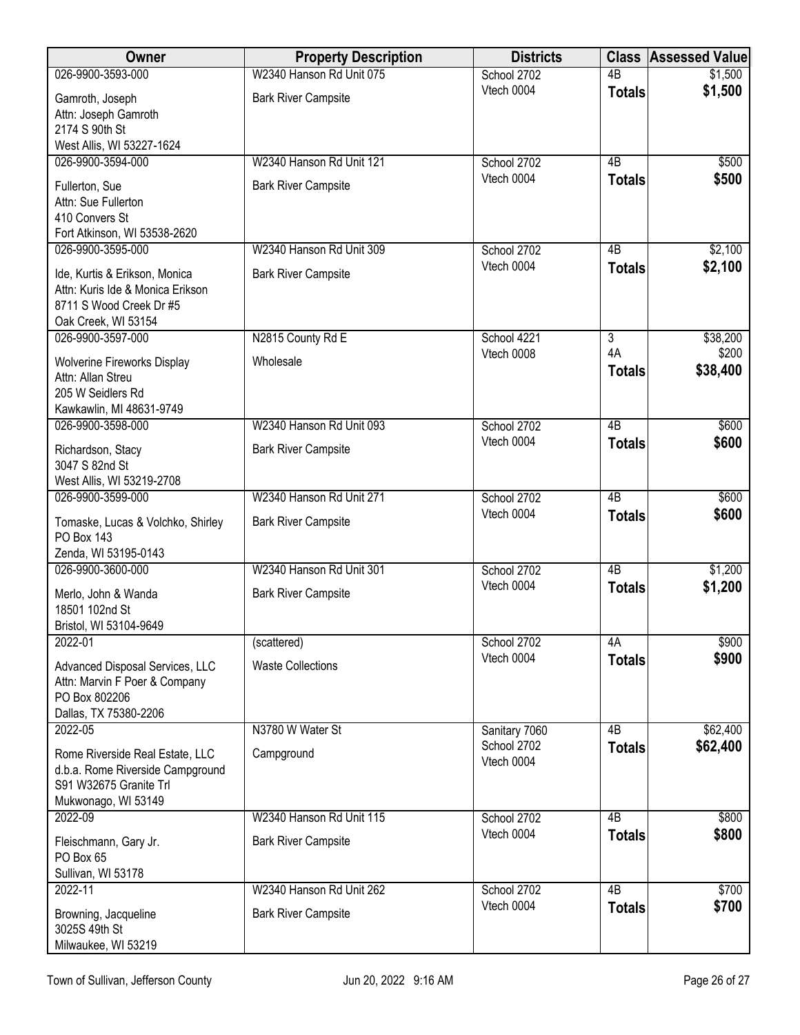| Owner | Property Description | Districts | Class | Assessed Value |
|---|---|---|---|---|
| 026-9900-3593-000<br>Gamroth, Joseph<br>Attn: Joseph Gamroth<br>2174 S 90th St<br>West Allis, WI 53227-1624 | W2340 Hanson Rd Unit 075<br>Bark River Campsite | School 2702<br>Vtech 0004 | 4B<br>**Totals** | $1,500<br>**$1,500** |
| 026-9900-3594-000<br>Fullerton, Sue<br>Attn: Sue Fullerton<br>410 Convers St<br>Fort Atkinson, WI 53538-2620 | W2340 Hanson Rd Unit 121<br>Bark River Campsite | School 2702<br>Vtech 0004 | 4B<br>**Totals** | $500<br>**$500** |
| 026-9900-3595-000<br>Ide, Kurtis & Erikson, Monica<br>Attn: Kuris Ide & Monica Erikson<br>8711 S Wood Creek Dr #5<br>Oak Creek, WI 53154 | W2340 Hanson Rd Unit 309<br>Bark River Campsite | School 2702<br>Vtech 0004 | 4B<br>**Totals** | $2,100<br>**$2,100** |
| 026-9900-3597-000<br>Wolverine Fireworks Display<br>Attn: Allan Streu<br>205 W Seidlers Rd<br>Kawkawlin, MI 48631-9749 | N2815 County Rd E<br>Wholesale | School 4221<br>Vtech 0008 | 3<br>4A<br>**Totals** | $38,200<br>$200<br>**$38,400** |
| 026-9900-3598-000<br>Richardson, Stacy<br>3047 S 82nd St<br>West Allis, WI 53219-2708 | W2340 Hanson Rd Unit 093<br>Bark River Campsite | School 2702<br>Vtech 0004 | 4B<br>**Totals** | $600<br>**$600** |
| 026-9900-3599-000<br>Tomaske, Lucas & Volchko, Shirley<br>PO Box 143<br>Zenda, WI 53195-0143 | W2340 Hanson Rd Unit 271<br>Bark River Campsite | School 2702<br>Vtech 0004 | 4B<br>**Totals** | $600<br>**$600** |
| 026-9900-3600-000<br>Merlo, John & Wanda<br>18501 102nd St<br>Bristol, WI 53104-9649 | W2340 Hanson Rd Unit 301<br>Bark River Campsite | School 2702<br>Vtech 0004 | 4B<br>**Totals** | $1,200<br>**$1,200** |
| 2022-01<br>Advanced Disposal Services, LLC<br>Attn: Marvin F Poer & Company<br>PO Box 802206<br>Dallas, TX 75380-2206 | (scattered)<br>Waste Collections | School 2702<br>Vtech 0004 | 4A<br>**Totals** | $900<br>**$900** |
| 2022-05<br>Rome Riverside Real Estate, LLC<br>d.b.a. Rome Riverside Campground<br>S91 W32675 Granite Trl<br>Mukwonago, WI 53149 | N3780 W Water St<br>Campground | Sanitary 7060<br>School 2702<br>Vtech 0004 | 4B<br>**Totals** | $62,400<br>**$62,400** |
| 2022-09<br>Fleischmann, Gary Jr.<br>PO Box 65<br>Sullivan, WI 53178 | W2340 Hanson Rd Unit 115<br>Bark River Campsite | School 2702<br>Vtech 0004 | 4B<br>**Totals** | $800<br>**$800** |
| 2022-11<br>Browning, Jacqueline<br>3025S 49th St<br>Milwaukee, WI 53219 | W2340 Hanson Rd Unit 262<br>Bark River Campsite | School 2702<br>Vtech 0004 | 4B<br>**Totals** | $700<br>**$700** |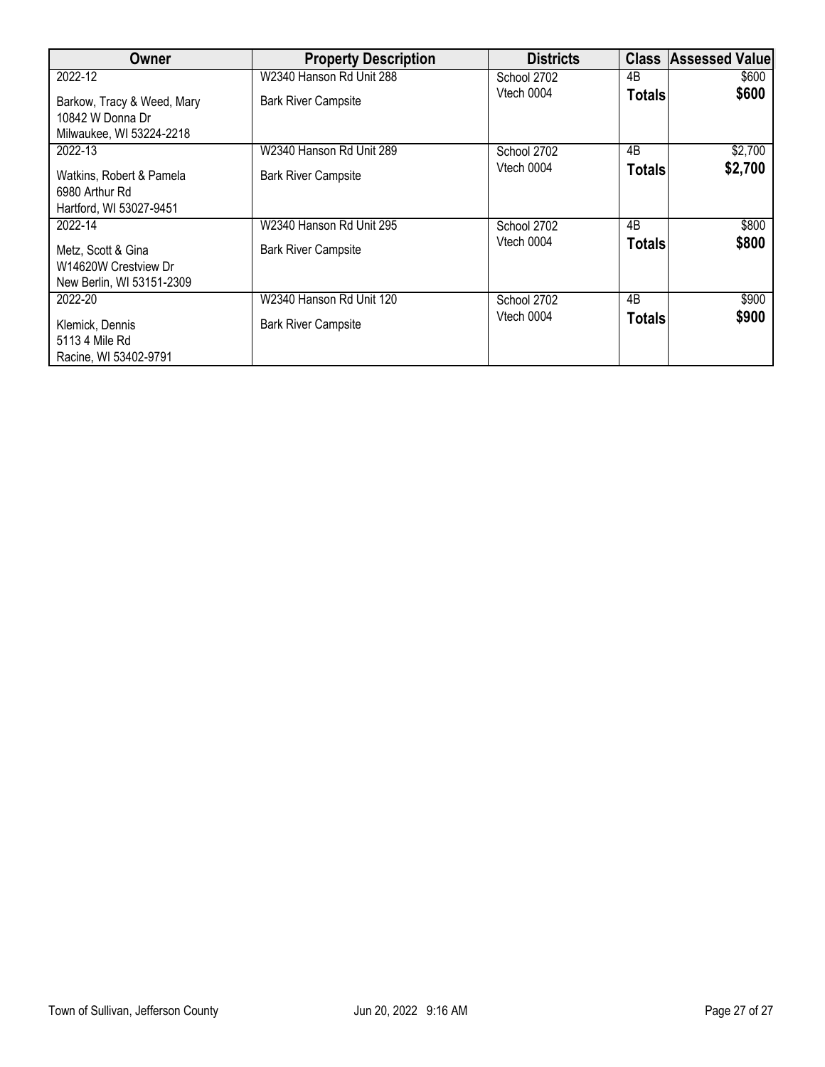| Owner | Property Description | Districts | Class | Assessed Value |
|---|---|---|---|---|
| 2022-12<br>Barkow, Tracy & Weed, Mary<br>10842 W Donna Dr<br>Milwaukee, WI 53224-2218 | W2340 Hanson Rd Unit 288<br>Bark River Campsite | School 2702<br>Vtech 0004 | 4B<br>**Totals** | \$600<br>**\$600** |
| 2022-13<br>Watkins, Robert & Pamela<br>6980 Arthur Rd<br>Hartford, WI 53027-9451 | W2340 Hanson Rd Unit 289<br>Bark River Campsite | School 2702<br>Vtech 0004 | 4B<br>**Totals** | \$2,700<br>**\$2,700** |
| 2022-14<br>Metz, Scott & Gina<br>W14620W Crestview Dr<br>New Berlin, WI 53151-2309 | W2340 Hanson Rd Unit 295<br>Bark River Campsite | School 2702<br>Vtech 0004 | 4B<br>**Totals** | \$800<br>**\$800** |
| 2022-20<br>Klemick, Dennis<br>5113 4 Mile Rd<br>Racine, WI 53402-9791 | W2340 Hanson Rd Unit 120<br>Bark River Campsite | School 2702<br>Vtech 0004 | 4B<br>**Totals** | \$900<br>**\$900** |